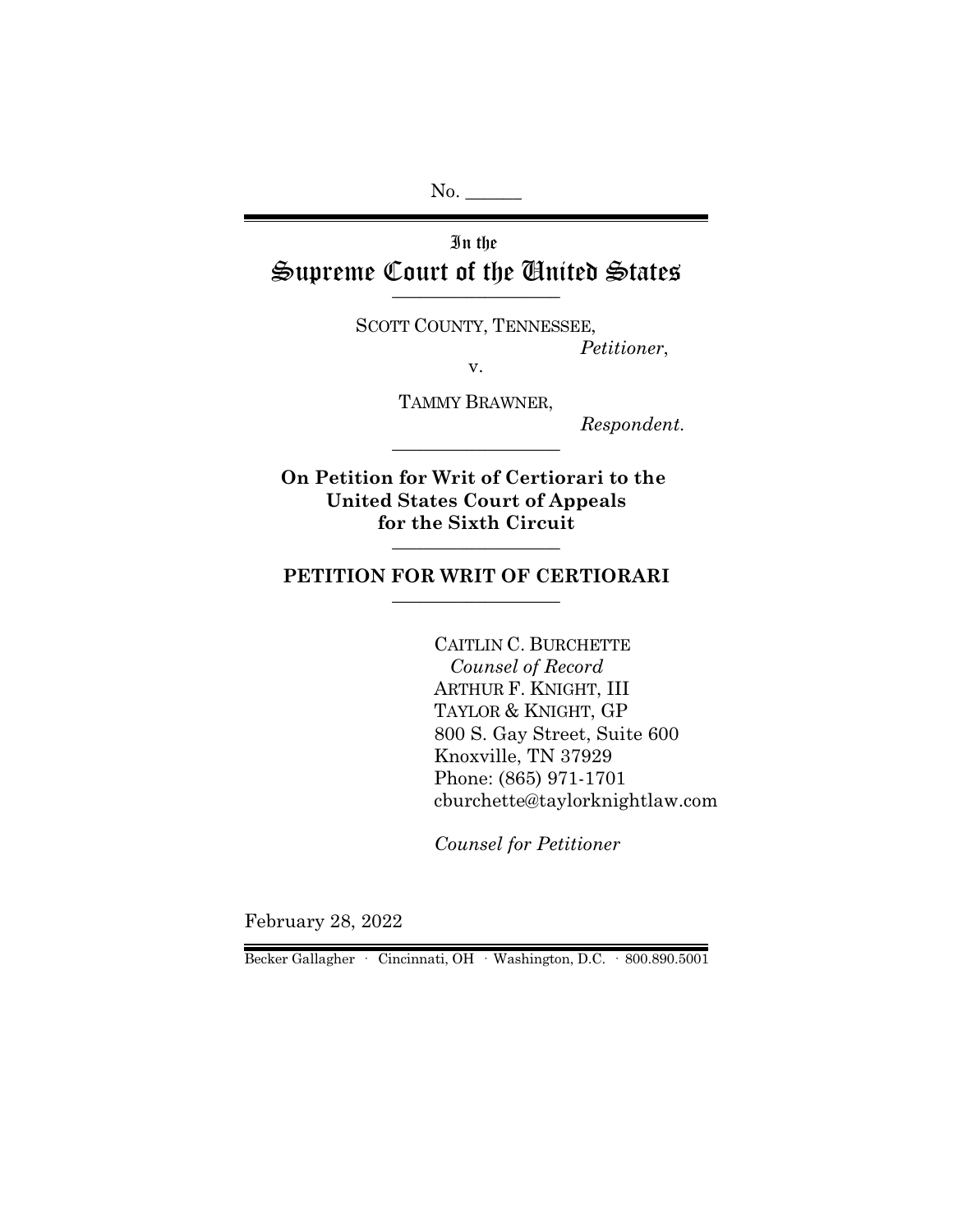No. ______

In the

# Supreme Court of the United States

SCOTT COUNTY, TENNESSEE,
*Petitioner*,

v.

TAMMY BRAWNER,
*Respondent*.

**On Petition for Writ of Certiorari to the United States Court of Appeals for the Sixth Circuit**

## PETITION FOR WRIT OF CERTIORARI

CAITLIN C. BURCHETTE
*Counsel of Record*
ARTHUR F. KNIGHT, III
TAYLOR & KNIGHT, GP
800 S. Gay Street, Suite 600
Knoxville, TN 37929
Phone: (865) 971-1701
cburchette@taylorknightlaw.com

*Counsel for Petitioner*

February 28, 2022

Becker Gallagher · Cincinnati, OH · Washington, D.C. · 800.890.5001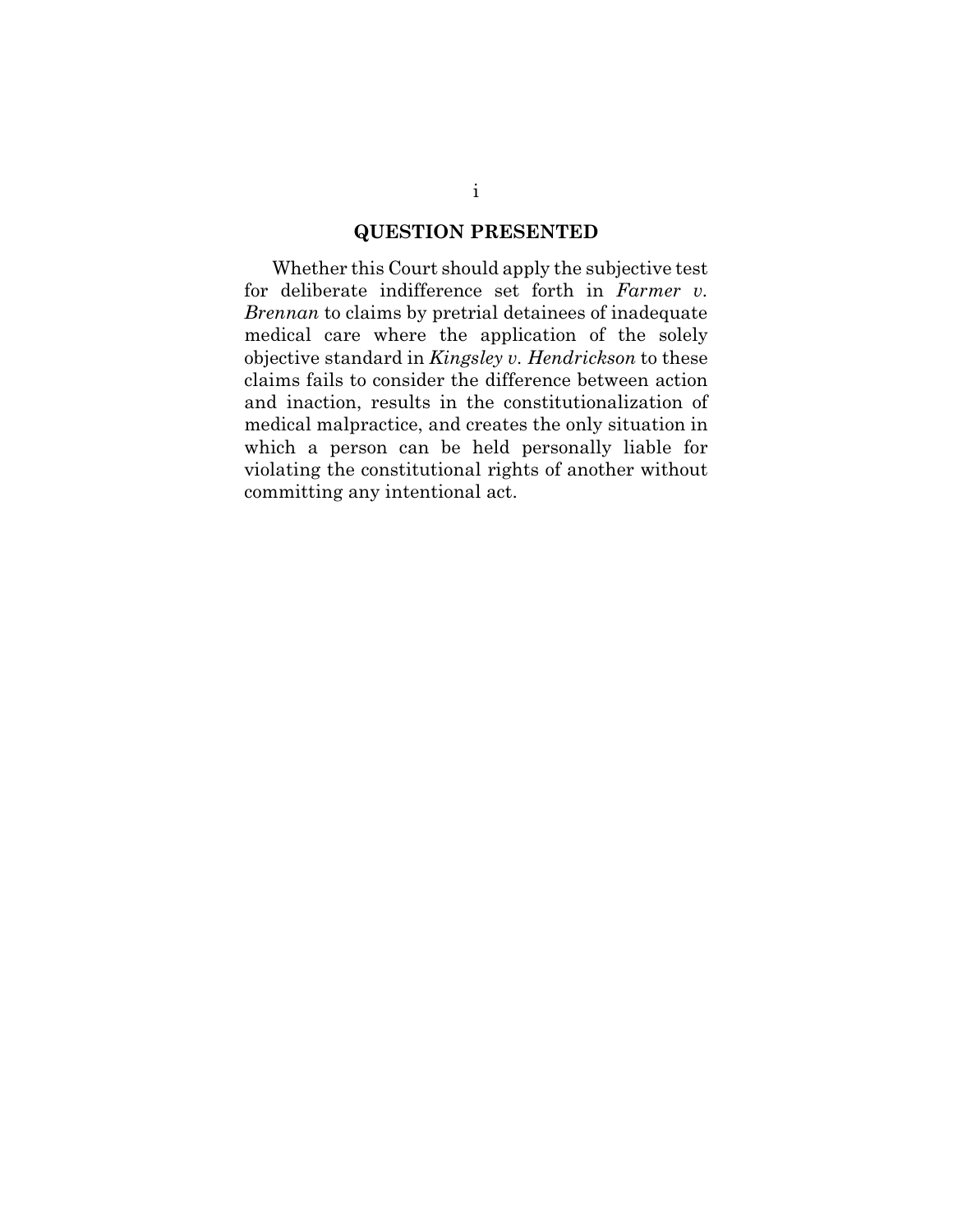## QUESTION PRESENTED

Whether this Court should apply the subjective test for deliberate indifference set forth in *Farmer v. Brennan* to claims by pretrial detainees of inadequate medical care where the application of the solely objective standard in *Kingsley v. Hendrickson* to these claims fails to consider the difference between action and inaction, results in the constitutionalization of medical malpractice, and creates the only situation in which a person can be held personally liable for violating the constitutional rights of another without committing any intentional act.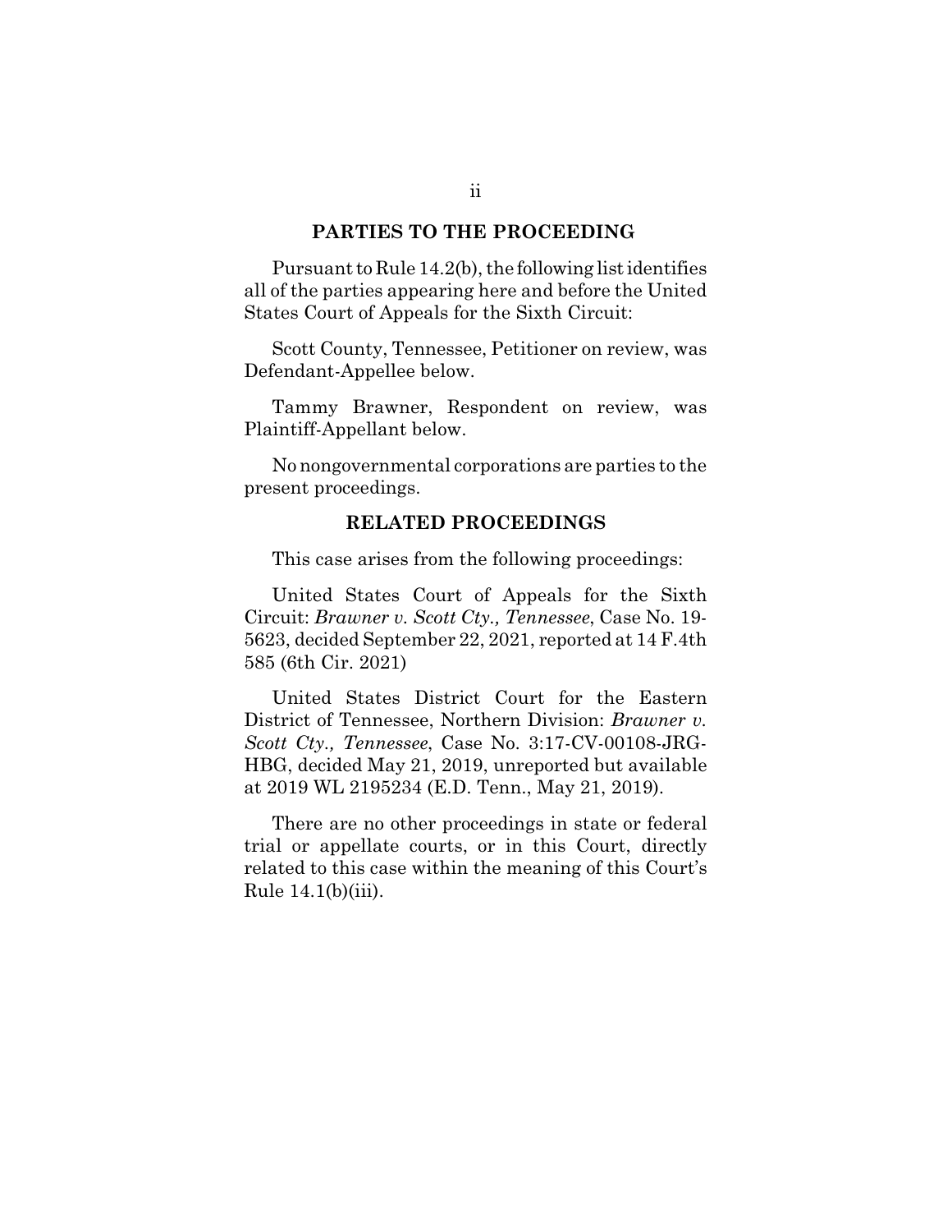## PARTIES TO THE PROCEEDING

Pursuant to Rule 14.2(b), the following list identifies all of the parties appearing here and before the United States Court of Appeals for the Sixth Circuit:

Scott County, Tennessee, Petitioner on review, was Defendant-Appellee below.

Tammy Brawner, Respondent on review, was Plaintiff-Appellant below.

No nongovernmental corporations are parties to the present proceedings.

## RELATED PROCEEDINGS

This case arises from the following proceedings:

United States Court of Appeals for the Sixth Circuit: *Brawner v. Scott Cty., Tennessee*, Case No. 19-5623, decided September 22, 2021, reported at 14 F.4th 585 (6th Cir. 2021)

United States District Court for the Eastern District of Tennessee, Northern Division: *Brawner v. Scott Cty., Tennessee*, Case No. 3:17-CV-00108-JRG-HBG, decided May 21, 2019, unreported but available at 2019 WL 2195234 (E.D. Tenn., May 21, 2019).

There are no other proceedings in state or federal trial or appellate courts, or in this Court, directly related to this case within the meaning of this Court's Rule 14.1(b)(iii).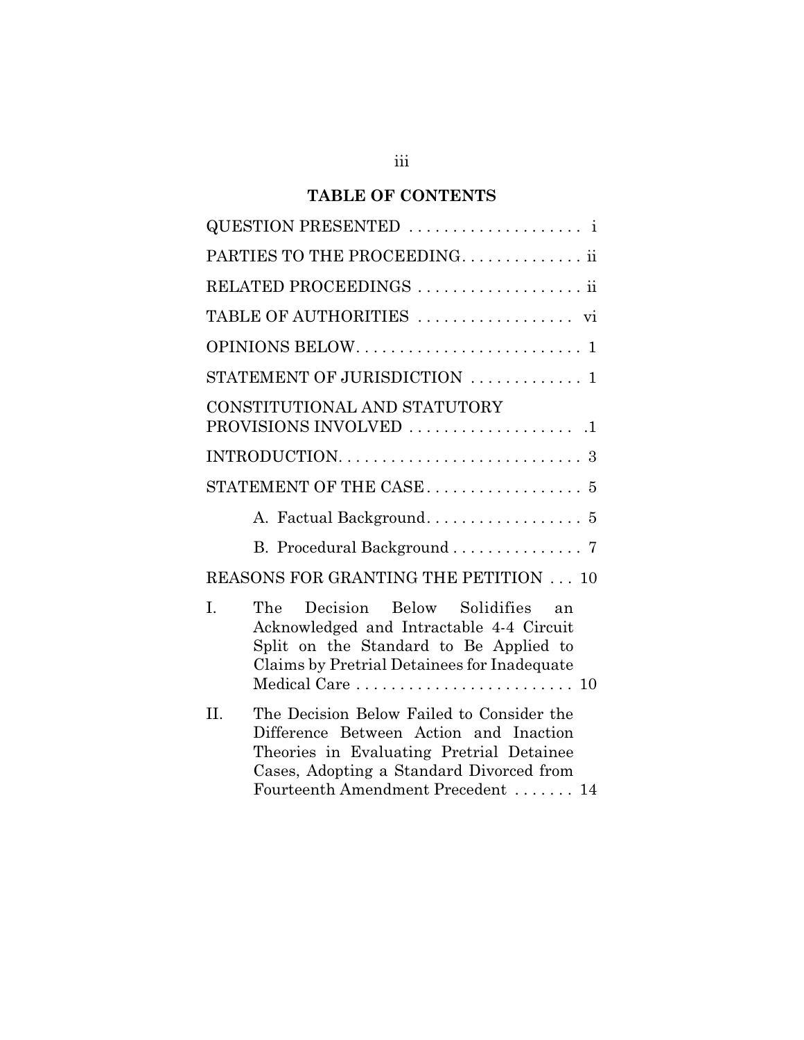# TABLE OF CONTENTS

QUESTION PRESENTED . . . . . . . . . . . . . . . . . . . . i

PARTIES TO THE PROCEEDING. . . . . . . . . . . . . . ii

RELATED PROCEEDINGS . . . . . . . . . . . . . . . . . . . ii

TABLE OF AUTHORITIES . . . . . . . . . . . . . . . . . . vi

OPINIONS BELOW. . . . . . . . . . . . . . . . . . . . . . . . . . 1

STATEMENT OF JURISDICTION . . . . . . . . . . . . . 1

CONSTITUTIONAL AND STATUTORY PROVISIONS INVOLVED . . . . . . . . . . . . . . . . . . . .1

INTRODUCTION. . . . . . . . . . . . . . . . . . . . . . . . . . . . 3

STATEMENT OF THE CASE. . . . . . . . . . . . . . . . . . 5

A. Factual Background. . . . . . . . . . . . . . . . . . 5

B. Procedural Background . . . . . . . . . . . . . . . 7

REASONS FOR GRANTING THE PETITION . . . 10

I. The Decision Below Solidifies an Acknowledged and Intractable 4-4 Circuit Split on the Standard to Be Applied to Claims by Pretrial Detainees for Inadequate Medical Care . . . . . . . . . . . . . . . . . . . . . . . . . 10

II. The Decision Below Failed to Consider the Difference Between Action and Inaction Theories in Evaluating Pretrial Detainee Cases, Adopting a Standard Divorced from Fourteenth Amendment Precedent . . . . . . . 14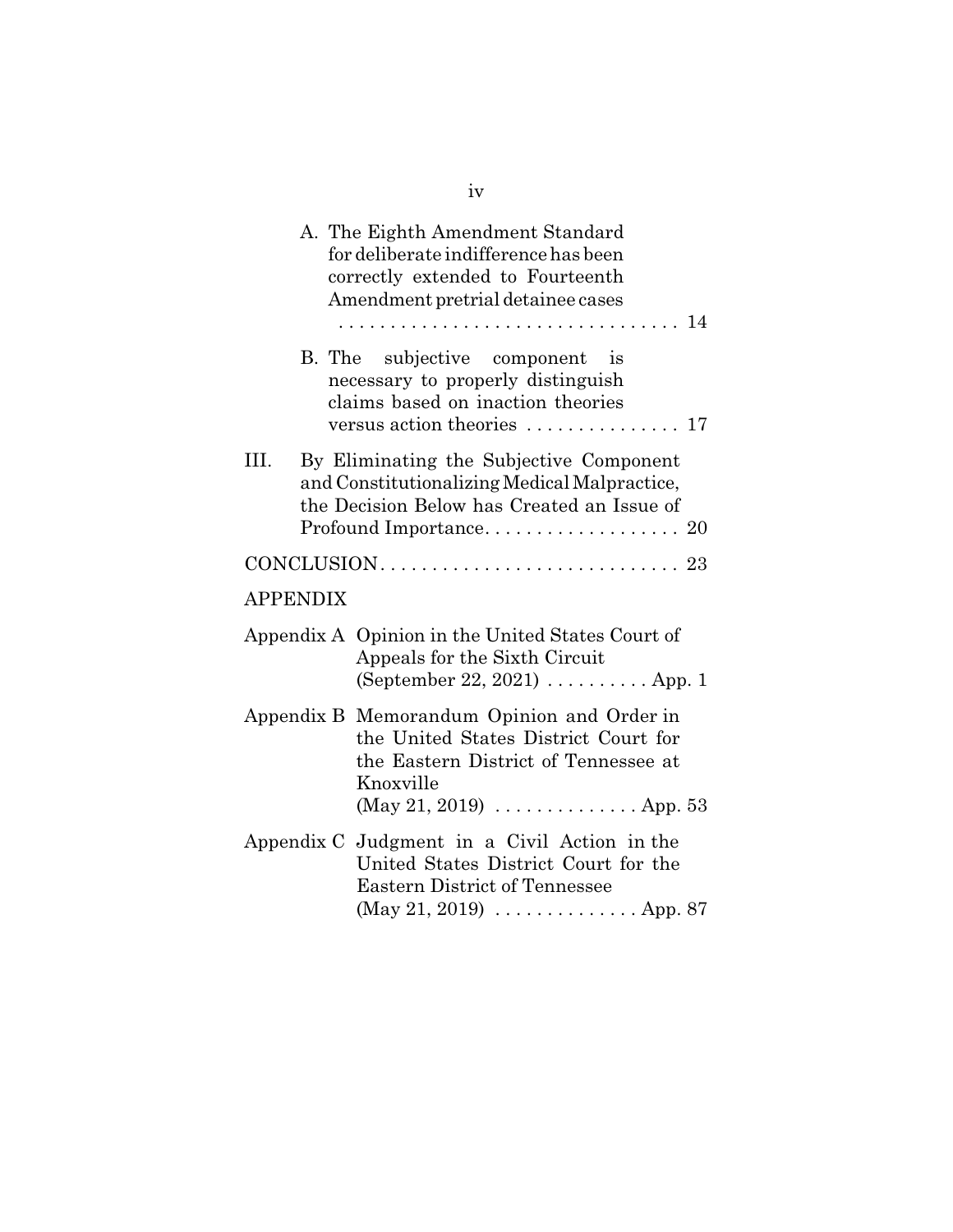A. The Eighth Amendment Standard for deliberate indifference has been correctly extended to Fourteenth Amendment pretrial detainee cases . . . . . . . . . . . . . . . . . . . . . . . . . . . . . . . . . 14

B. The subjective component is necessary to properly distinguish claims based on inaction theories versus action theories . . . . . . . . . . . . . . . 17

III. By Eliminating the Subjective Component and Constitutionalizing Medical Malpractice, the Decision Below has Created an Issue of Profound Importance. . . . . . . . . . . . . . . . . . . 20

CONCLUSION. . . . . . . . . . . . . . . . . . . . . . . . . . . . . 23

APPENDIX

Appendix A Opinion in the United States Court of Appeals for the Sixth Circuit (September 22, 2021) . . . . . . . . . . App. 1

Appendix B Memorandum Opinion and Order in the United States District Court for the Eastern District of Tennessee at Knoxville (May 21, 2019) . . . . . . . . . . . . . . App. 53

Appendix C Judgment in a Civil Action in the United States District Court for the Eastern District of Tennessee (May 21, 2019) . . . . . . . . . . . . . . App. 87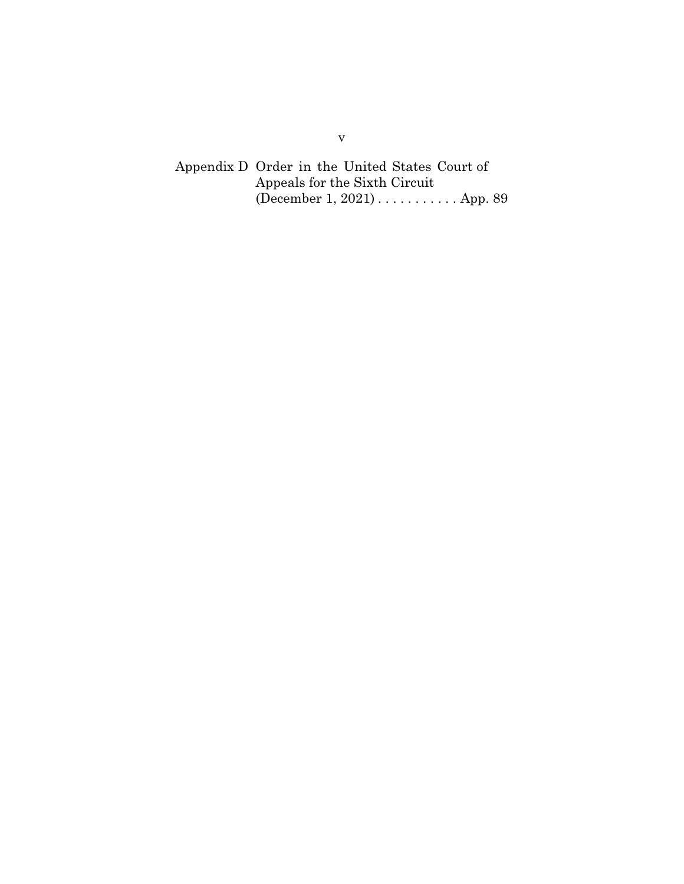Appendix D Order in the United States Court of Appeals for the Sixth Circuit (December 1, 2021) . . . . . . . . . . . App. 89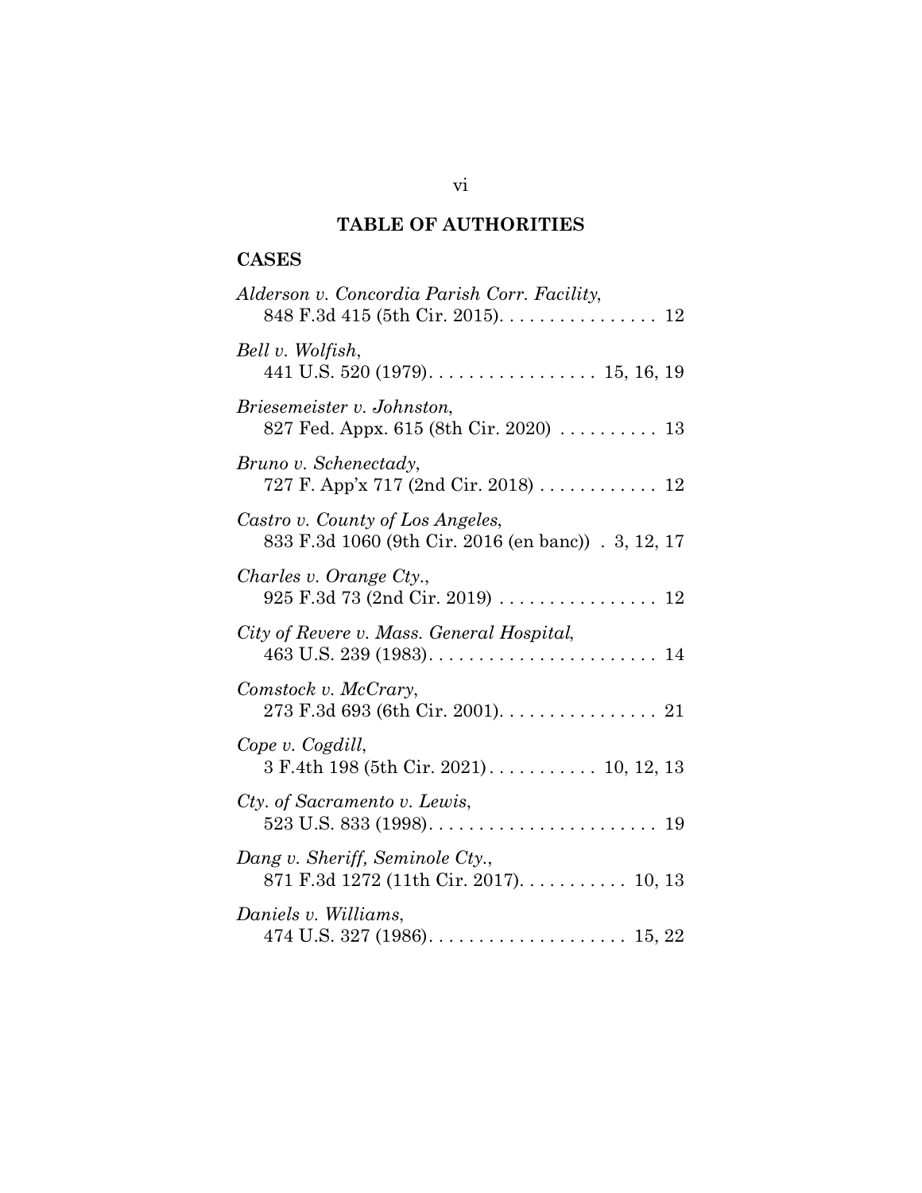## TABLE OF AUTHORITIES

### CASES

*Alderson v. Concordia Parish Corr. Facility*, 848 F.3d 415 (5th Cir. 2015). . . . . . . . . . . . . . . . 12

*Bell v. Wolfish*, 441 U.S. 520 (1979). . . . . . . . . . . . . . . . . 15, 16, 19

*Briesemeister v. Johnston*, 827 Fed. Appx. 615 (8th Cir. 2020) . . . . . . . . . . 13

*Bruno v. Schenectady*, 727 F. App'x 717 (2nd Cir. 2018) . . . . . . . . . . . . 12

*Castro v. County of Los Angeles*, 833 F.3d 1060 (9th Cir. 2016 (en banc)) . 3, 12, 17

*Charles v. Orange Cty.*, 925 F.3d 73 (2nd Cir. 2019) . . . . . . . . . . . . . . . . 12

*City of Revere v. Mass. General Hospital*, 463 U.S. 239 (1983). . . . . . . . . . . . . . . . . . . . . . . 14

*Comstock v. McCrary*, 273 F.3d 693 (6th Cir. 2001). . . . . . . . . . . . . . . . 21

*Cope v. Cogdill*, 3 F.4th 198 (5th Cir. 2021). . . . . . . . . . . . 10, 12, 13

*Cty. of Sacramento v. Lewis*, 523 U.S. 833 (1998). . . . . . . . . . . . . . . . . . . . . . . 19

*Dang v. Sheriff, Seminole Cty.*, 871 F.3d 1272 (11th Cir. 2017). . . . . . . . . . . 10, 13

*Daniels v. Williams*, 474 U.S. 327 (1986). . . . . . . . . . . . . . . . . . . . 15, 22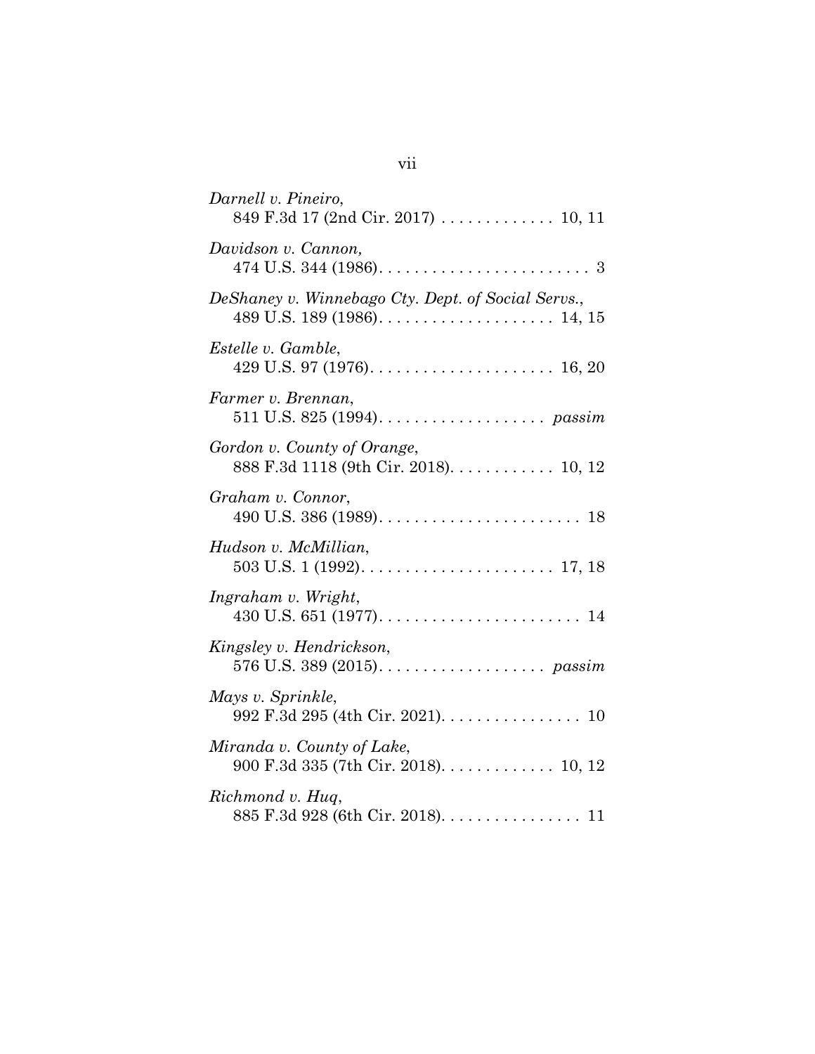*Darnell v. Pineiro*,
849 F.3d 17 (2nd Cir. 2017) . . . . . . . . . . . . . 10, 11

*Davidson v. Cannon,*
474 U.S. 344 (1986). . . . . . . . . . . . . . . . . . . . . . . . 3

*DeShaney v. Winnebago Cty. Dept. of Social Servs.*,
489 U.S. 189 (1986). . . . . . . . . . . . . . . . . . . . 14, 15

*Estelle v. Gamble*,
429 U.S. 97 (1976). . . . . . . . . . . . . . . . . . . . . 16, 20

*Farmer v. Brennan*,
511 U.S. 825 (1994). . . . . . . . . . . . . . . . . . . *passim*

*Gordon v. County of Orange*,
888 F.3d 1118 (9th Cir. 2018). . . . . . . . . . . . 10, 12

*Graham v. Connor*,
490 U.S. 386 (1989). . . . . . . . . . . . . . . . . . . . . . . 18

*Hudson v. McMillian*,
503 U.S. 1 (1992). . . . . . . . . . . . . . . . . . . . . . 17, 18

*Ingraham v. Wright*,
430 U.S. 651 (1977). . . . . . . . . . . . . . . . . . . . . . . 14

*Kingsley v. Hendrickson*,
576 U.S. 389 (2015). . . . . . . . . . . . . . . . . . . *passim*

*Mays v. Sprinkle*,
992 F.3d 295 (4th Cir. 2021). . . . . . . . . . . . . . . . 10

*Miranda v. County of Lake*,
900 F.3d 335 (7th Cir. 2018). . . . . . . . . . . . . 10, 12

*Richmond v. Huq*,
885 F.3d 928 (6th Cir. 2018). . . . . . . . . . . . . . . . 11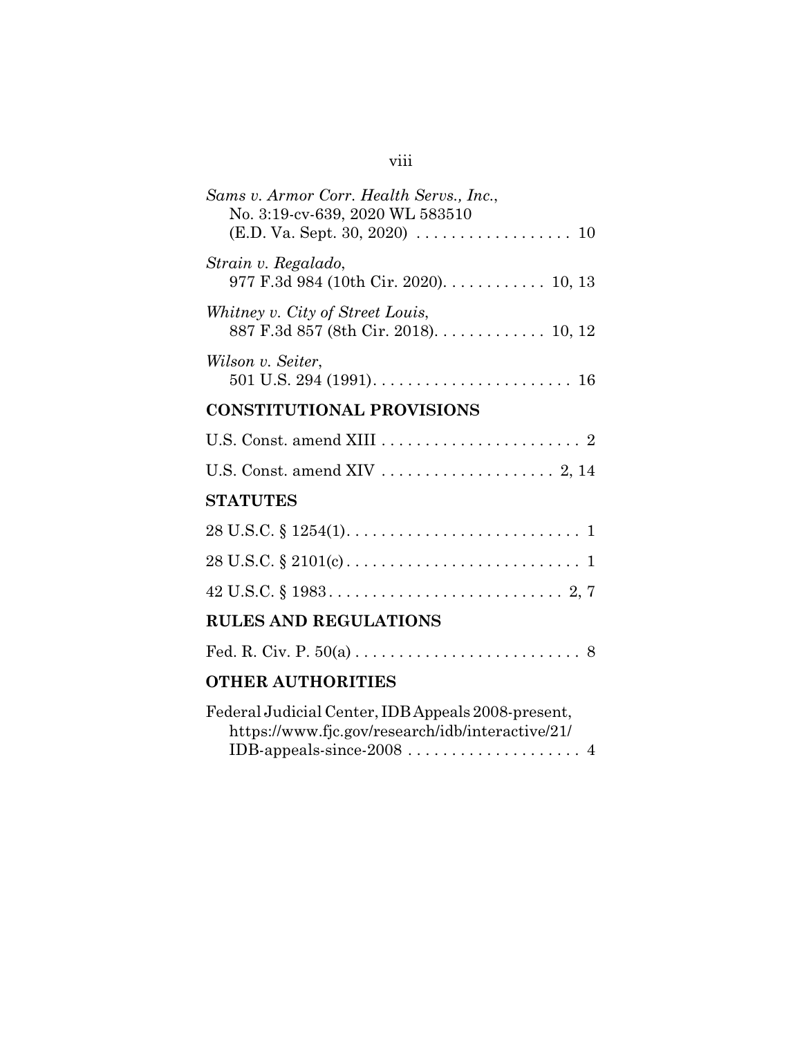*Sams v. Armor Corr. Health Servs., Inc.*,
No. 3:19-cv-639, 2020 WL 583510
(E.D. Va. Sept. 30, 2020) . . . . . . . . . . . . . . . . . . 10

*Strain v. Regalado*,
977 F.3d 984 (10th Cir. 2020). . . . . . . . . . . . 10, 13

*Whitney v. City of Street Louis*,
887 F.3d 857 (8th Cir. 2018). . . . . . . . . . . . . 10, 12

*Wilson v. Seiter*,
501 U.S. 294 (1991). . . . . . . . . . . . . . . . . . . . . . . 16

## CONSTITUTIONAL PROVISIONS

U.S. Const. amend XIII . . . . . . . . . . . . . . . . . . . . . . . 2

U.S. Const. amend XIV . . . . . . . . . . . . . . . . . . . . 2, 14

## STATUTES

28 U.S.C. § 1254(1). . . . . . . . . . . . . . . . . . . . . . . . . . 1

28 U.S.C. § 2101(c) . . . . . . . . . . . . . . . . . . . . . . . . . . 1

42 U.S.C. § 1983 . . . . . . . . . . . . . . . . . . . . . . . . . . 2, 7

## RULES AND REGULATIONS

Fed. R. Civ. P. 50(a) . . . . . . . . . . . . . . . . . . . . . . . . . 8

## OTHER AUTHORITIES

Federal Judicial Center, IDB Appeals 2008-present,
https://www.fjc.gov/research/idb/interactive/21/
IDB-appeals-since-2008 . . . . . . . . . . . . . . . . . . . . 4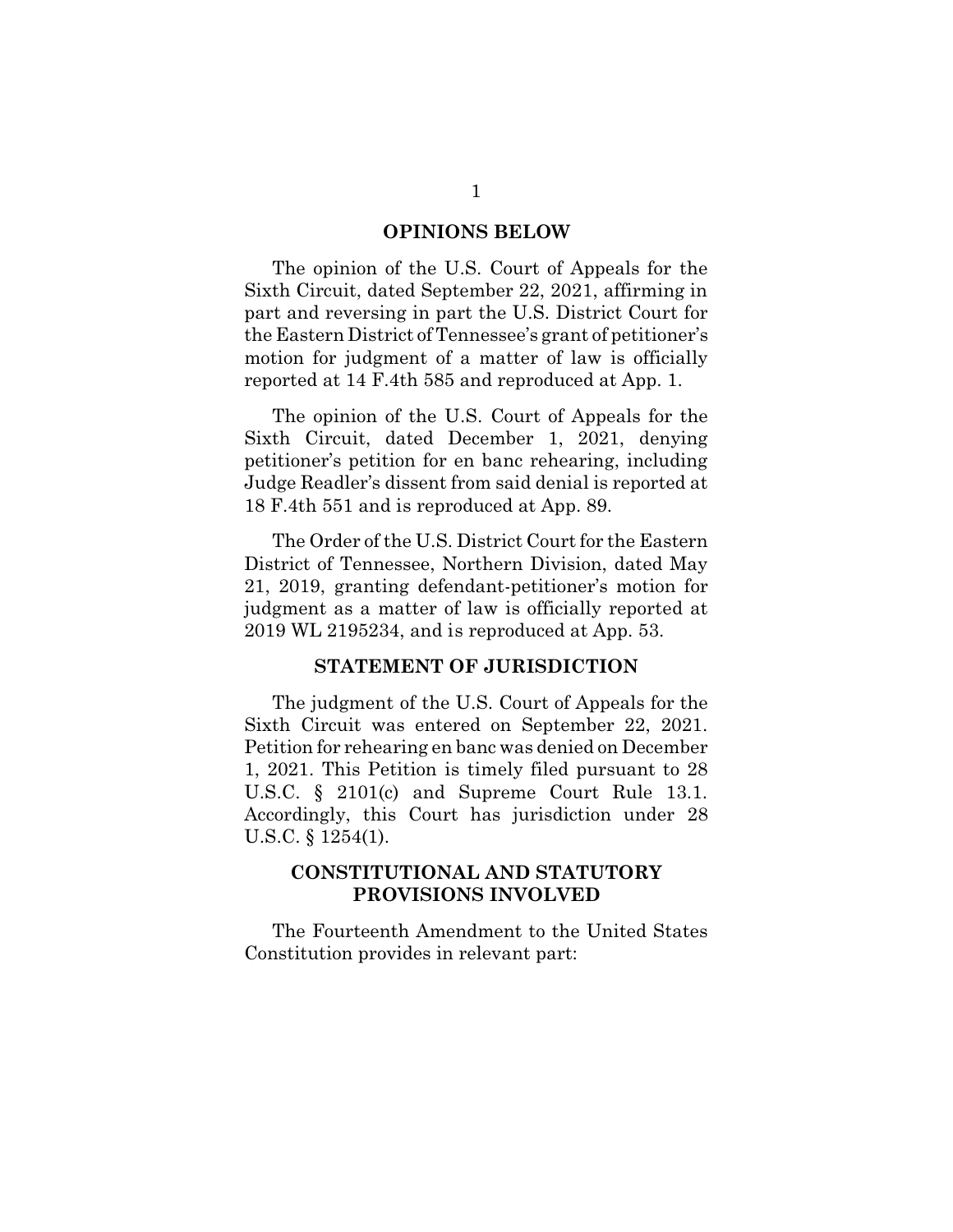## OPINIONS BELOW

The opinion of the U.S. Court of Appeals for the Sixth Circuit, dated September 22, 2021, affirming in part and reversing in part the U.S. District Court for the Eastern District of Tennessee's grant of petitioner's motion for judgment of a matter of law is officially reported at 14 F.4th 585 and reproduced at App. 1.

The opinion of the U.S. Court of Appeals for the Sixth Circuit, dated December 1, 2021, denying petitioner's petition for en banc rehearing, including Judge Readler's dissent from said denial is reported at 18 F.4th 551 and is reproduced at App. 89.

The Order of the U.S. District Court for the Eastern District of Tennessee, Northern Division, dated May 21, 2019, granting defendant-petitioner's motion for judgment as a matter of law is officially reported at 2019 WL 2195234, and is reproduced at App. 53.

## STATEMENT OF JURISDICTION

The judgment of the U.S. Court of Appeals for the Sixth Circuit was entered on September 22, 2021. Petition for rehearing en banc was denied on December 1, 2021. This Petition is timely filed pursuant to 28 U.S.C. § 2101(c) and Supreme Court Rule 13.1. Accordingly, this Court has jurisdiction under 28 U.S.C. § 1254(1).

## CONSTITUTIONAL AND STATUTORY PROVISIONS INVOLVED

The Fourteenth Amendment to the United States Constitution provides in relevant part: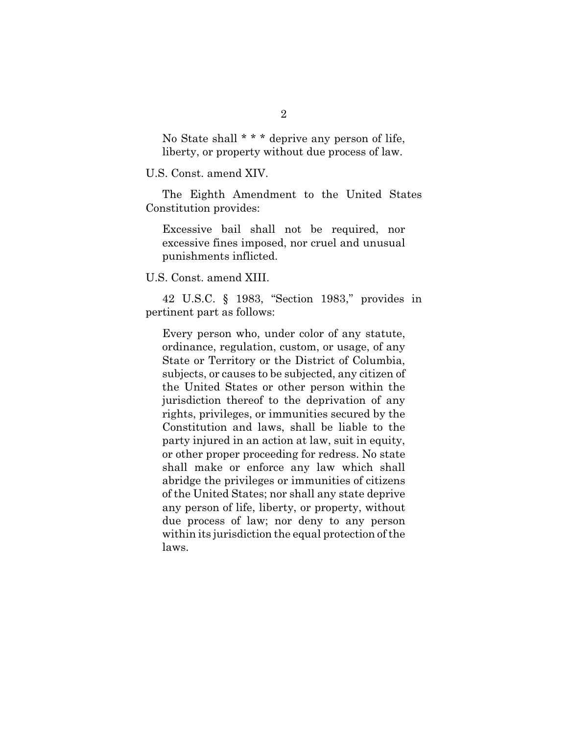> No State shall * * * deprive any person of life, liberty, or property without due process of law.

U.S. Const. amend XIV.

The Eighth Amendment to the United States Constitution provides:

> Excessive bail shall not be required, nor excessive fines imposed, nor cruel and unusual punishments inflicted.

U.S. Const. amend XIII.

42 U.S.C. § 1983, "Section 1983," provides in pertinent part as follows:

> Every person who, under color of any statute, ordinance, regulation, custom, or usage, of any State or Territory or the District of Columbia, subjects, or causes to be subjected, any citizen of the United States or other person within the jurisdiction thereof to the deprivation of any rights, privileges, or immunities secured by the Constitution and laws, shall be liable to the party injured in an action at law, suit in equity, or other proper proceeding for redress. No state shall make or enforce any law which shall abridge the privileges or immunities of citizens of the United States; nor shall any state deprive any person of life, liberty, or property, without due process of law; nor deny to any person within its jurisdiction the equal protection of the laws.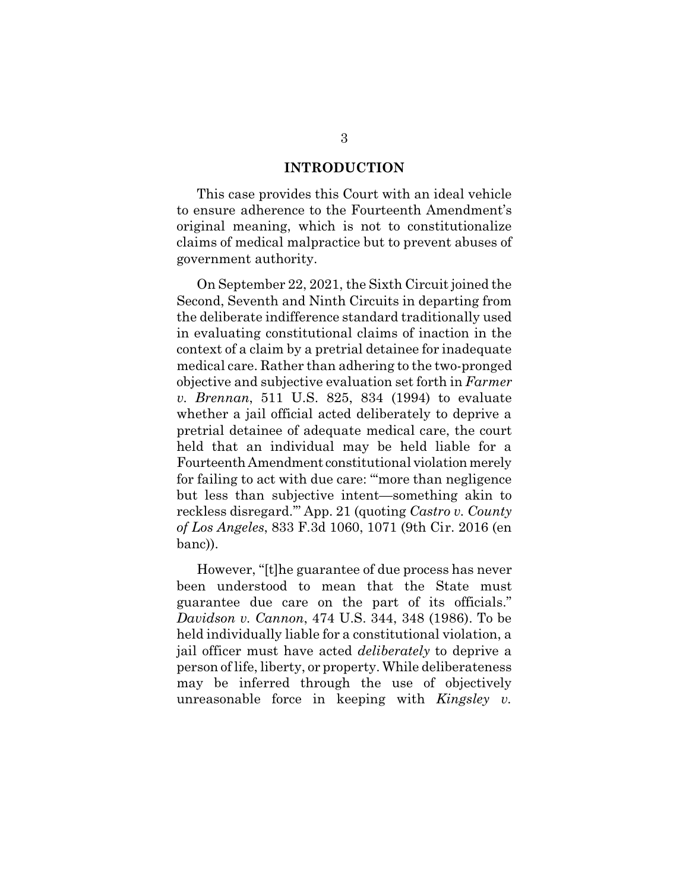## INTRODUCTION

This case provides this Court with an ideal vehicle to ensure adherence to the Fourteenth Amendment's original meaning, which is not to constitutionalize claims of medical malpractice but to prevent abuses of government authority.

On September 22, 2021, the Sixth Circuit joined the Second, Seventh and Ninth Circuits in departing from the deliberate indifference standard traditionally used in evaluating constitutional claims of inaction in the context of a claim by a pretrial detainee for inadequate medical care. Rather than adhering to the two-pronged objective and subjective evaluation set forth in *Farmer v. Brennan*, 511 U.S. 825, 834 (1994) to evaluate whether a jail official acted deliberately to deprive a pretrial detainee of adequate medical care, the court held that an individual may be held liable for a Fourteenth Amendment constitutional violation merely for failing to act with due care: "'more than negligence but less than subjective intent—something akin to reckless disregard.'" App. 21 (quoting *Castro v. County of Los Angeles*, 833 F.3d 1060, 1071 (9th Cir. 2016 (en banc)).

However, "[t]he guarantee of due process has never been understood to mean that the State must guarantee due care on the part of its officials." *Davidson v. Cannon*, 474 U.S. 344, 348 (1986). To be held individually liable for a constitutional violation, a jail officer must have acted *deliberately* to deprive a person of life, liberty, or property. While deliberateness may be inferred through the use of objectively unreasonable force in keeping with *Kingsley v.*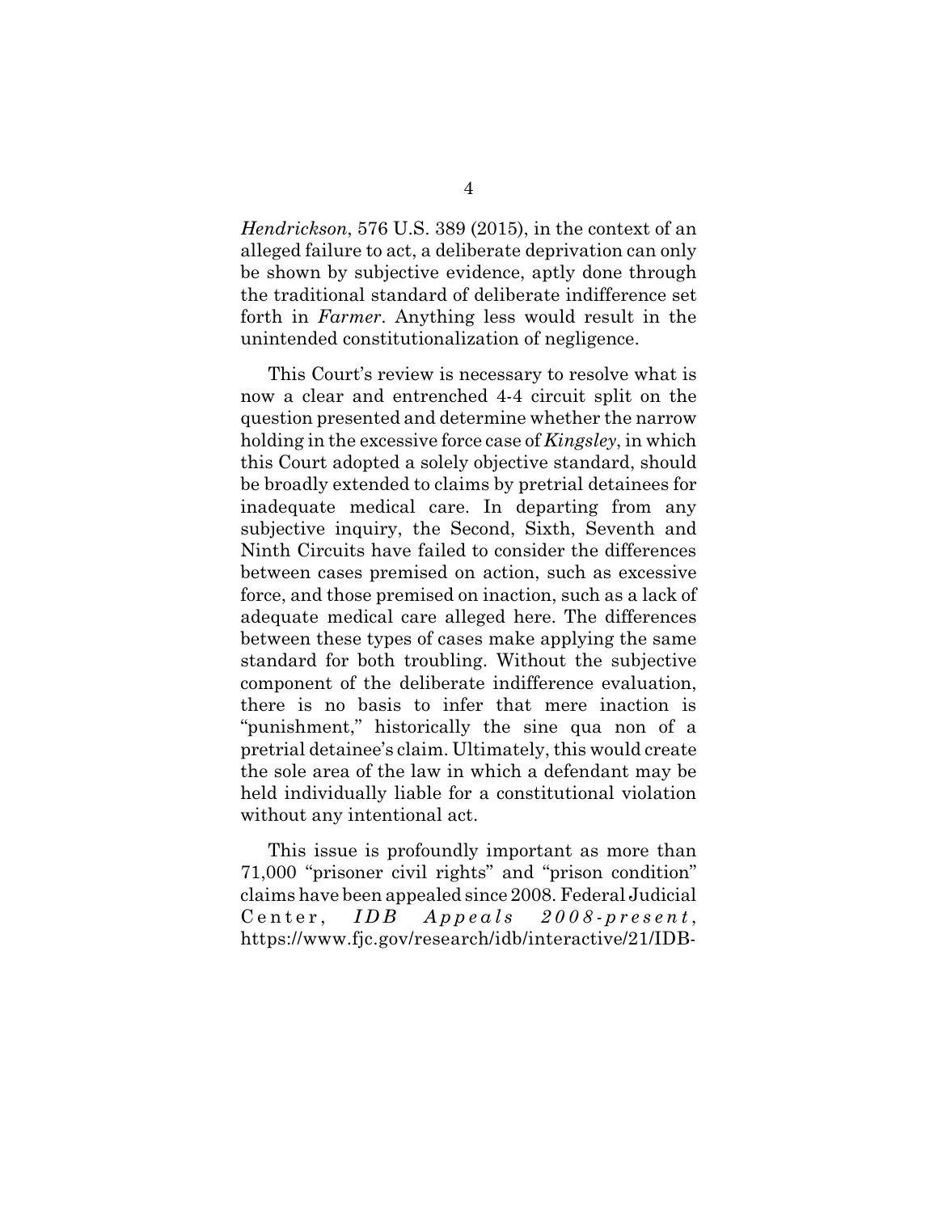*Hendrickson*, 576 U.S. 389 (2015), in the context of an alleged failure to act, a deliberate deprivation can only be shown by subjective evidence, aptly done through the traditional standard of deliberate indifference set forth in *Farmer*. Anything less would result in the unintended constitutionalization of negligence.

This Court's review is necessary to resolve what is now a clear and entrenched 4-4 circuit split on the question presented and determine whether the narrow holding in the excessive force case of *Kingsley*, in which this Court adopted a solely objective standard, should be broadly extended to claims by pretrial detainees for inadequate medical care. In departing from any subjective inquiry, the Second, Sixth, Seventh and Ninth Circuits have failed to consider the differences between cases premised on action, such as excessive force, and those premised on inaction, such as a lack of adequate medical care alleged here. The differences between these types of cases make applying the same standard for both troubling. Without the subjective component of the deliberate indifference evaluation, there is no basis to infer that mere inaction is "punishment," historically the sine qua non of a pretrial detainee's claim. Ultimately, this would create the sole area of the law in which a defendant may be held individually liable for a constitutional violation without any intentional act.

This issue is profoundly important as more than 71,000 "prisoner civil rights" and "prison condition" claims have been appealed since 2008. Federal Judicial Center, *IDB Appeals 2008-present*, https://www.fjc.gov/research/idb/interactive/21/IDB-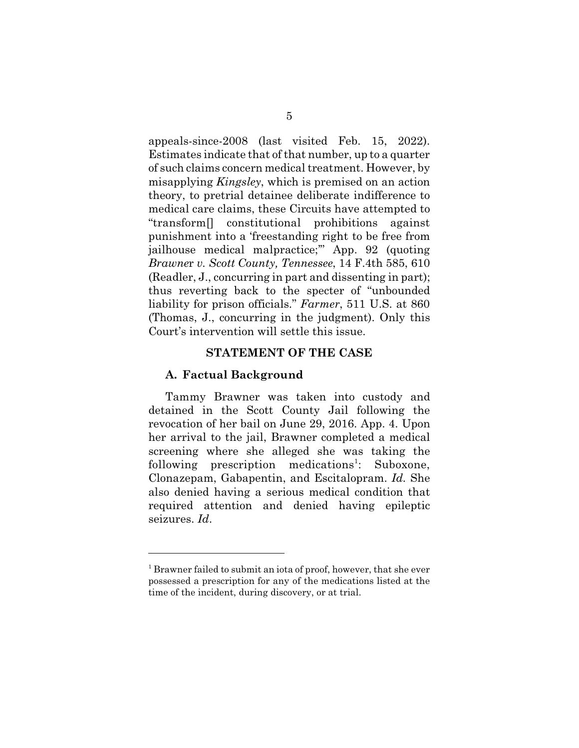appeals-since-2008 (last visited Feb. 15, 2022). Estimates indicate that of that number, up to a quarter of such claims concern medical treatment. However, by misapplying *Kingsley*, which is premised on an action theory, to pretrial detainee deliberate indifference to medical care claims, these Circuits have attempted to "transform[] constitutional prohibitions against punishment into a 'freestanding right to be free from jailhouse medical malpractice;'" App. 92 (quoting *Brawner v. Scott County, Tennessee*, 14 F.4th 585, 610 (Readler, J., concurring in part and dissenting in part); thus reverting back to the specter of "unbounded liability for prison officials." *Farmer*, 511 U.S. at 860 (Thomas, J., concurring in the judgment). Only this Court's intervention will settle this issue.

## STATEMENT OF THE CASE

### A. Factual Background

Tammy Brawner was taken into custody and detained in the Scott County Jail following the revocation of her bail on June 29, 2016. App. 4. Upon her arrival to the jail, Brawner completed a medical screening where she alleged she was taking the following prescription medications[1]: Suboxone, Clonazepam, Gabapentin, and Escitalopram. *Id.* She also denied having a serious medical condition that required attention and denied having epileptic seizures. *Id*.

---

[1] Brawner failed to submit an iota of proof, however, that she ever possessed a prescription for any of the medications listed at the time of the incident, during discovery, or at trial.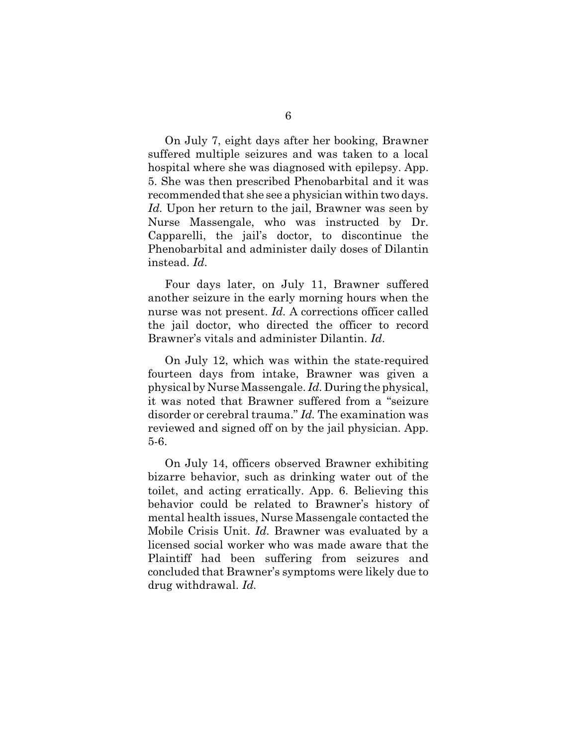On July 7, eight days after her booking, Brawner suffered multiple seizures and was taken to a local hospital where she was diagnosed with epilepsy. App. 5. She was then prescribed Phenobarbital and it was recommended that she see a physician within two days. *Id.* Upon her return to the jail, Brawner was seen by Nurse Massengale, who was instructed by Dr. Capparelli, the jail's doctor, to discontinue the Phenobarbital and administer daily doses of Dilantin instead. *Id*.

Four days later, on July 11, Brawner suffered another seizure in the early morning hours when the nurse was not present. *Id*. A corrections officer called the jail doctor, who directed the officer to record Brawner's vitals and administer Dilantin. *Id*.

On July 12, which was within the state-required fourteen days from intake, Brawner was given a physical by Nurse Massengale. *Id.* During the physical, it was noted that Brawner suffered from a "seizure disorder or cerebral trauma." *Id.* The examination was reviewed and signed off on by the jail physician. App. 5-6.

On July 14, officers observed Brawner exhibiting bizarre behavior, such as drinking water out of the toilet, and acting erratically. App. 6. Believing this behavior could be related to Brawner's history of mental health issues, Nurse Massengale contacted the Mobile Crisis Unit. *Id.* Brawner was evaluated by a licensed social worker who was made aware that the Plaintiff had been suffering from seizures and concluded that Brawner's symptoms were likely due to drug withdrawal. *Id.*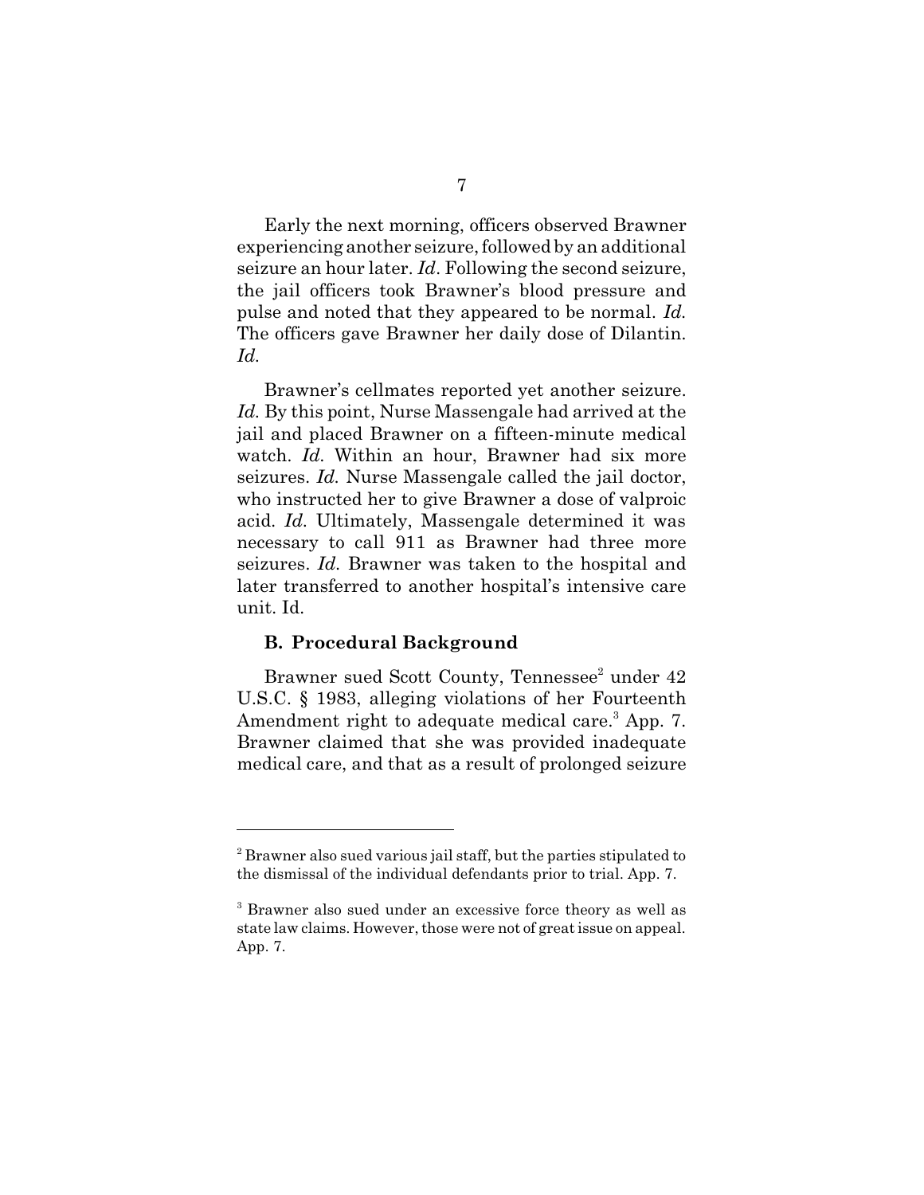Early the next morning, officers observed Brawner experiencing another seizure, followed by an additional seizure an hour later. *Id*. Following the second seizure, the jail officers took Brawner's blood pressure and pulse and noted that they appeared to be normal. *Id.* The officers gave Brawner her daily dose of Dilantin. *Id.*

Brawner's cellmates reported yet another seizure. *Id.* By this point, Nurse Massengale had arrived at the jail and placed Brawner on a fifteen-minute medical watch. *Id.* Within an hour, Brawner had six more seizures. *Id.* Nurse Massengale called the jail doctor, who instructed her to give Brawner a dose of valproic acid. *Id.* Ultimately, Massengale determined it was necessary to call 911 as Brawner had three more seizures. *Id.* Brawner was taken to the hospital and later transferred to another hospital's intensive care unit. Id.

### B. Procedural Background

Brawner sued Scott County, Tennessee[2] under 42 U.S.C. § 1983, alleging violations of her Fourteenth Amendment right to adequate medical care.[3] App. 7. Brawner claimed that she was provided inadequate medical care, and that as a result of prolonged seizure

---

[2] Brawner also sued various jail staff, but the parties stipulated to the dismissal of the individual defendants prior to trial. App. 7.

[3] Brawner also sued under an excessive force theory as well as state law claims. However, those were not of great issue on appeal. App. 7.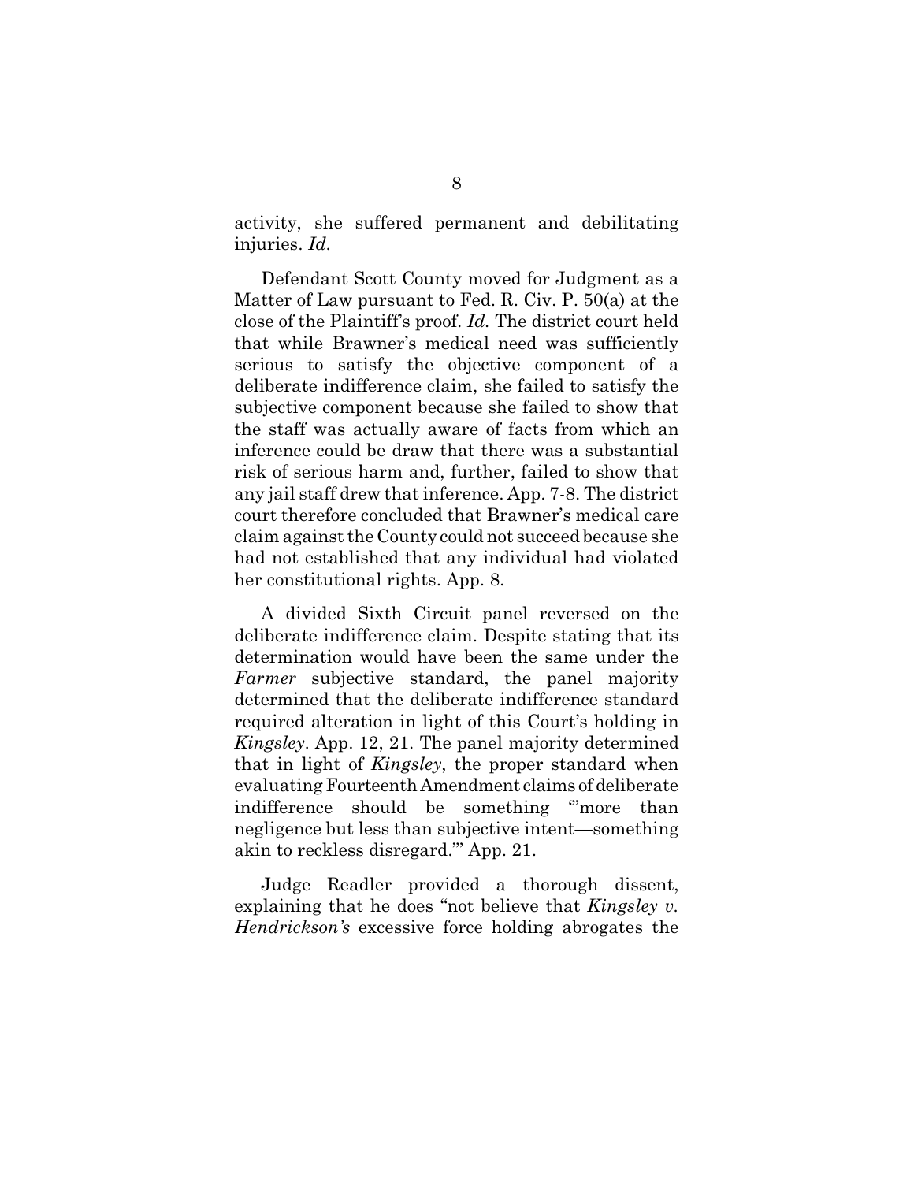activity, she suffered permanent and debilitating injuries. *Id.*

Defendant Scott County moved for Judgment as a Matter of Law pursuant to Fed. R. Civ. P. 50(a) at the close of the Plaintiff's proof. *Id.* The district court held that while Brawner's medical need was sufficiently serious to satisfy the objective component of a deliberate indifference claim, she failed to satisfy the subjective component because she failed to show that the staff was actually aware of facts from which an inference could be draw that there was a substantial risk of serious harm and, further, failed to show that any jail staff drew that inference. App. 7-8. The district court therefore concluded that Brawner's medical care claim against the County could not succeed because she had not established that any individual had violated her constitutional rights. App. 8.

A divided Sixth Circuit panel reversed on the deliberate indifference claim. Despite stating that its determination would have been the same under the *Farmer* subjective standard, the panel majority determined that the deliberate indifference standard required alteration in light of this Court's holding in *Kingsley*. App. 12, 21. The panel majority determined that in light of *Kingsley*, the proper standard when evaluating Fourteenth Amendment claims of deliberate indifference should be something "'more than negligence but less than subjective intent—something akin to reckless disregard.'" App. 21.

Judge Readler provided a thorough dissent, explaining that he does "not believe that *Kingsley v. Hendrickson's* excessive force holding abrogates the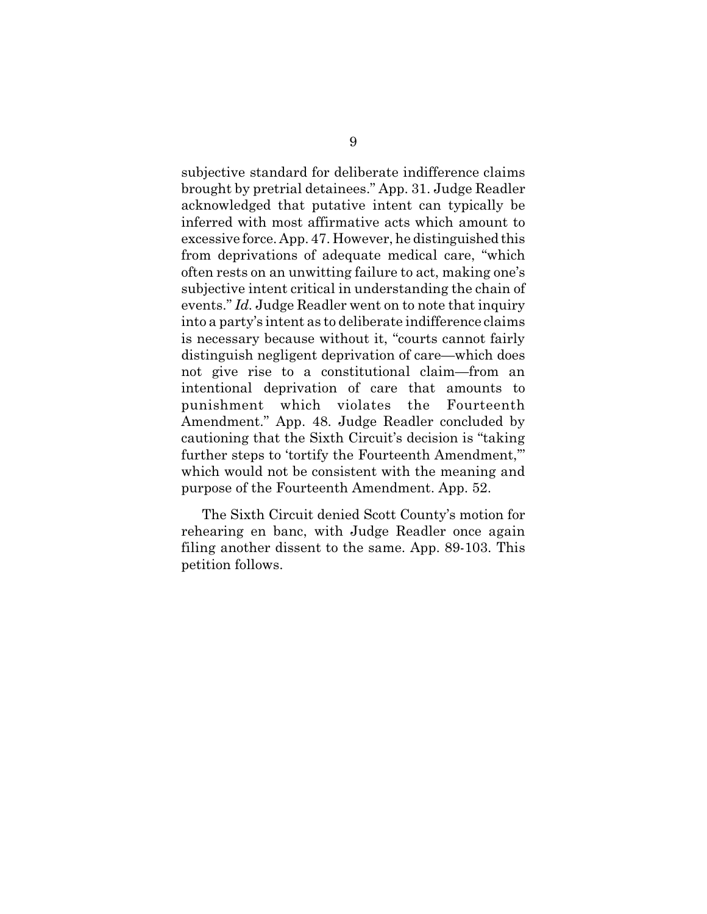subjective standard for deliberate indifference claims brought by pretrial detainees." App. 31. Judge Readler acknowledged that putative intent can typically be inferred with most affirmative acts which amount to excessive force. App. 47. However, he distinguished this from deprivations of adequate medical care, "which often rests on an unwitting failure to act, making one's subjective intent critical in understanding the chain of events." *Id*. Judge Readler went on to note that inquiry into a party's intent as to deliberate indifference claims is necessary because without it, "courts cannot fairly distinguish negligent deprivation of care—which does not give rise to a constitutional claim—from an intentional deprivation of care that amounts to punishment which violates the Fourteenth Amendment." App. 48. Judge Readler concluded by cautioning that the Sixth Circuit's decision is "taking further steps to 'tortify the Fourteenth Amendment,'" which would not be consistent with the meaning and purpose of the Fourteenth Amendment. App. 52.

The Sixth Circuit denied Scott County's motion for rehearing en banc, with Judge Readler once again filing another dissent to the same. App. 89-103. This petition follows.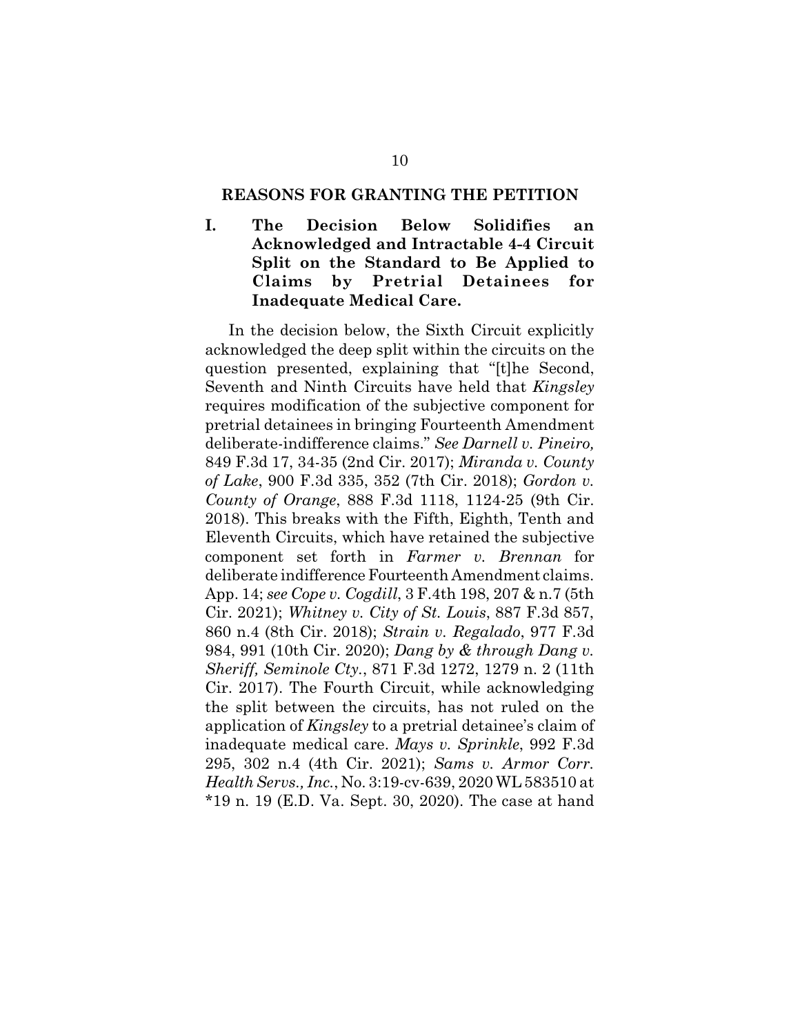## REASONS FOR GRANTING THE PETITION

### I. The Decision Below Solidifies an Acknowledged and Intractable 4-4 Circuit Split on the Standard to Be Applied to Claims by Pretrial Detainees for Inadequate Medical Care.

In the decision below, the Sixth Circuit explicitly acknowledged the deep split within the circuits on the question presented, explaining that "[t]he Second, Seventh and Ninth Circuits have held that *Kingsley* requires modification of the subjective component for pretrial detainees in bringing Fourteenth Amendment deliberate-indifference claims." *See Darnell v. Pineiro,* 849 F.3d 17, 34-35 (2nd Cir. 2017); *Miranda v. County of Lake*, 900 F.3d 335, 352 (7th Cir. 2018); *Gordon v. County of Orange*, 888 F.3d 1118, 1124-25 (9th Cir. 2018). This breaks with the Fifth, Eighth, Tenth and Eleventh Circuits, which have retained the subjective component set forth in *Farmer v. Brennan* for deliberate indifference Fourteenth Amendment claims. App. 14; *see Cope v. Cogdill*, 3 F.4th 198, 207 & n.7 (5th Cir. 2021); *Whitney v. City of St. Louis*, 887 F.3d 857, 860 n.4 (8th Cir. 2018); *Strain v. Regalado*, 977 F.3d 984, 991 (10th Cir. 2020); *Dang by & through Dang v. Sheriff, Seminole Cty.*, 871 F.3d 1272, 1279 n. 2 (11th Cir. 2017). The Fourth Circuit, while acknowledging the split between the circuits, has not ruled on the application of *Kingsley* to a pretrial detainee's claim of inadequate medical care. *Mays v. Sprinkle*, 992 F.3d 295, 302 n.4 (4th Cir. 2021); *Sams v. Armor Corr. Health Servs., Inc.*, No. 3:19-cv-639, 2020 WL 583510 at *19 n. 19 (E.D. Va. Sept. 30, 2020). The case at hand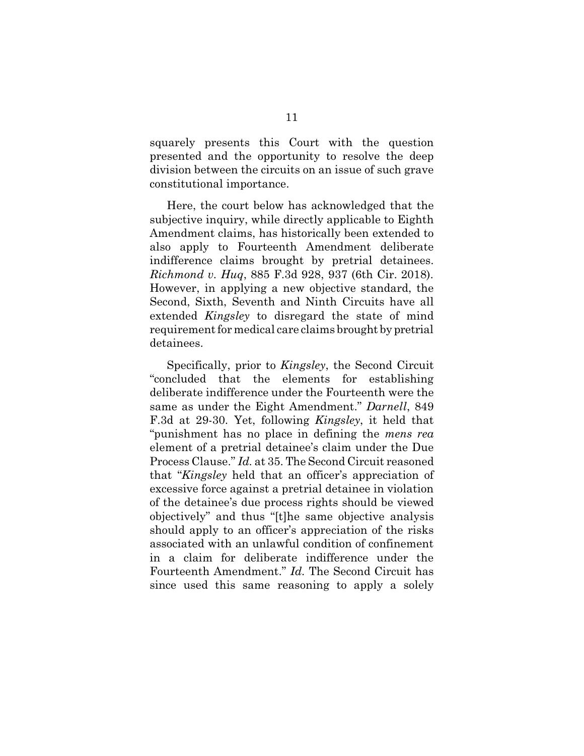squarely presents this Court with the question presented and the opportunity to resolve the deep division between the circuits on an issue of such grave constitutional importance.

Here, the court below has acknowledged that the subjective inquiry, while directly applicable to Eighth Amendment claims, has historically been extended to also apply to Fourteenth Amendment deliberate indifference claims brought by pretrial detainees. *Richmond v. Huq*, 885 F.3d 928, 937 (6th Cir. 2018). However, in applying a new objective standard, the Second, Sixth, Seventh and Ninth Circuits have all extended *Kingsley* to disregard the state of mind requirement for medical care claims brought by pretrial detainees.

Specifically, prior to *Kingsley*, the Second Circuit "concluded that the elements for establishing deliberate indifference under the Fourteenth were the same as under the Eight Amendment." *Darnell*, 849 F.3d at 29-30. Yet, following *Kingsley*, it held that "punishment has no place in defining the *mens rea* element of a pretrial detainee's claim under the Due Process Clause." *Id.* at 35. The Second Circuit reasoned that "*Kingsley* held that an officer's appreciation of excessive force against a pretrial detainee in violation of the detainee's due process rights should be viewed objectively" and thus "[t]he same objective analysis should apply to an officer's appreciation of the risks associated with an unlawful condition of confinement in a claim for deliberate indifference under the Fourteenth Amendment." *Id.* The Second Circuit has since used this same reasoning to apply a solely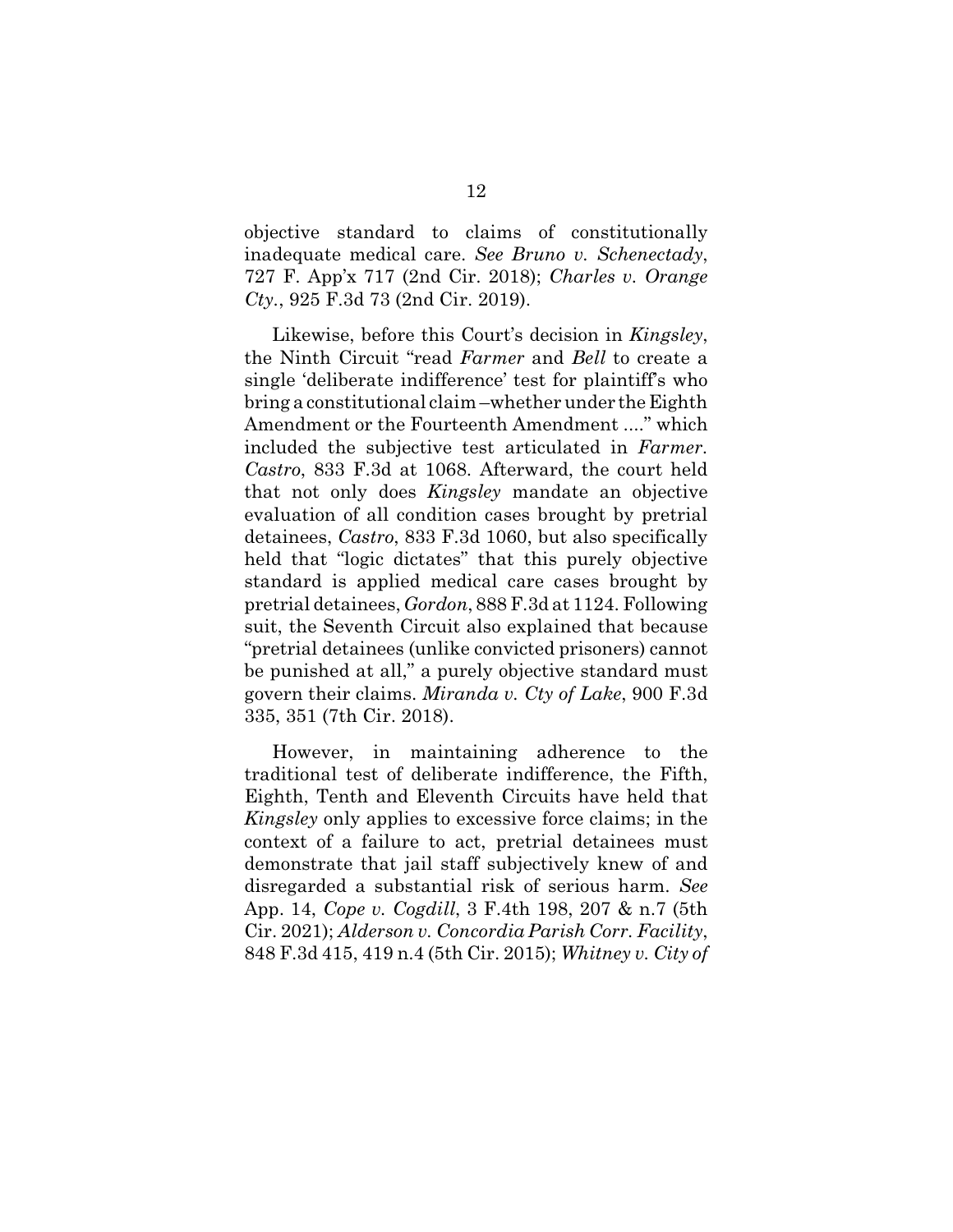objective standard to claims of constitutionally inadequate medical care. *See Bruno v. Schenectady*, 727 F. App'x 717 (2nd Cir. 2018); *Charles v. Orange Cty.*, 925 F.3d 73 (2nd Cir. 2019).

Likewise, before this Court's decision in *Kingsley*, the Ninth Circuit "read *Farmer* and *Bell* to create a single 'deliberate indifference' test for plaintiff's who bring a constitutional claim –whether under the Eighth Amendment or the Fourteenth Amendment ...." which included the subjective test articulated in *Farmer*. *Castro*, 833 F.3d at 1068. Afterward, the court held that not only does *Kingsley* mandate an objective evaluation of all condition cases brought by pretrial detainees, *Castro*, 833 F.3d 1060, but also specifically held that "logic dictates" that this purely objective standard is applied medical care cases brought by pretrial detainees, *Gordon*, 888 F.3d at 1124. Following suit, the Seventh Circuit also explained that because "pretrial detainees (unlike convicted prisoners) cannot be punished at all," a purely objective standard must govern their claims. *Miranda v. Cty of Lake*, 900 F.3d 335, 351 (7th Cir. 2018).

However, in maintaining adherence to the traditional test of deliberate indifference, the Fifth, Eighth, Tenth and Eleventh Circuits have held that *Kingsley* only applies to excessive force claims; in the context of a failure to act, pretrial detainees must demonstrate that jail staff subjectively knew of and disregarded a substantial risk of serious harm. *See* App. 14, *Cope v. Cogdill*, 3 F.4th 198, 207 & n.7 (5th Cir. 2021); *Alderson v. Concordia Parish Corr. Facility*, 848 F.3d 415, 419 n.4 (5th Cir. 2015); *Whitney v. City of*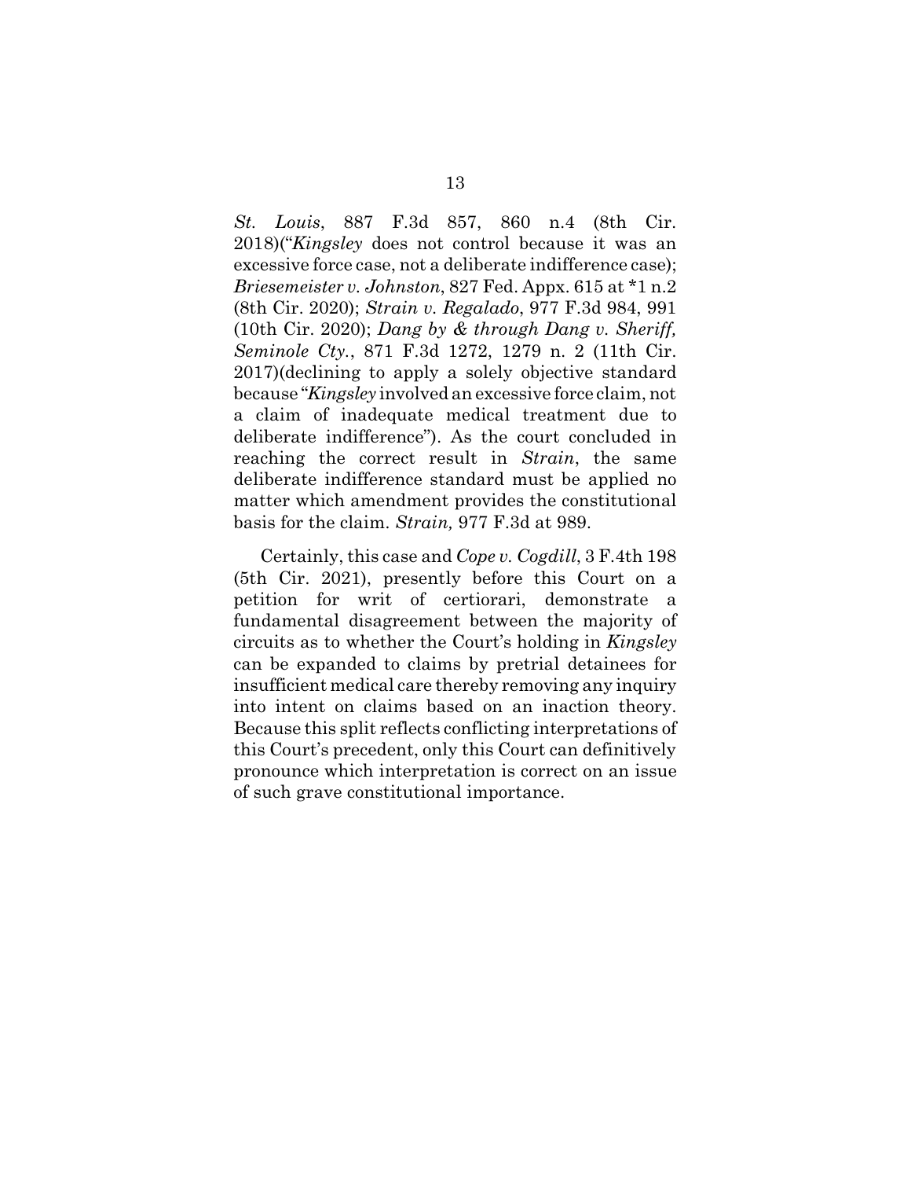*St. Louis*, 887 F.3d 857, 860 n.4 (8th Cir. 2018)("*Kingsley* does not control because it was an excessive force case, not a deliberate indifference case); *Briesemeister v. Johnston*, 827 Fed. Appx. 615 at *1 n.2 (8th Cir. 2020); *Strain v. Regalado*, 977 F.3d 984, 991 (10th Cir. 2020); *Dang by & through Dang v. Sheriff, Seminole Cty.*, 871 F.3d 1272, 1279 n. 2 (11th Cir. 2017)(declining to apply a solely objective standard because "*Kingsley* involved an excessive force claim, not a claim of inadequate medical treatment due to deliberate indifference"). As the court concluded in reaching the correct result in *Strain*, the same deliberate indifference standard must be applied no matter which amendment provides the constitutional basis for the claim. *Strain,* 977 F.3d at 989.

Certainly, this case and *Cope v. Cogdill*, 3 F.4th 198 (5th Cir. 2021), presently before this Court on a petition for writ of certiorari, demonstrate a fundamental disagreement between the majority of circuits as to whether the Court's holding in *Kingsley* can be expanded to claims by pretrial detainees for insufficient medical care thereby removing any inquiry into intent on claims based on an inaction theory. Because this split reflects conflicting interpretations of this Court's precedent, only this Court can definitively pronounce which interpretation is correct on an issue of such grave constitutional importance.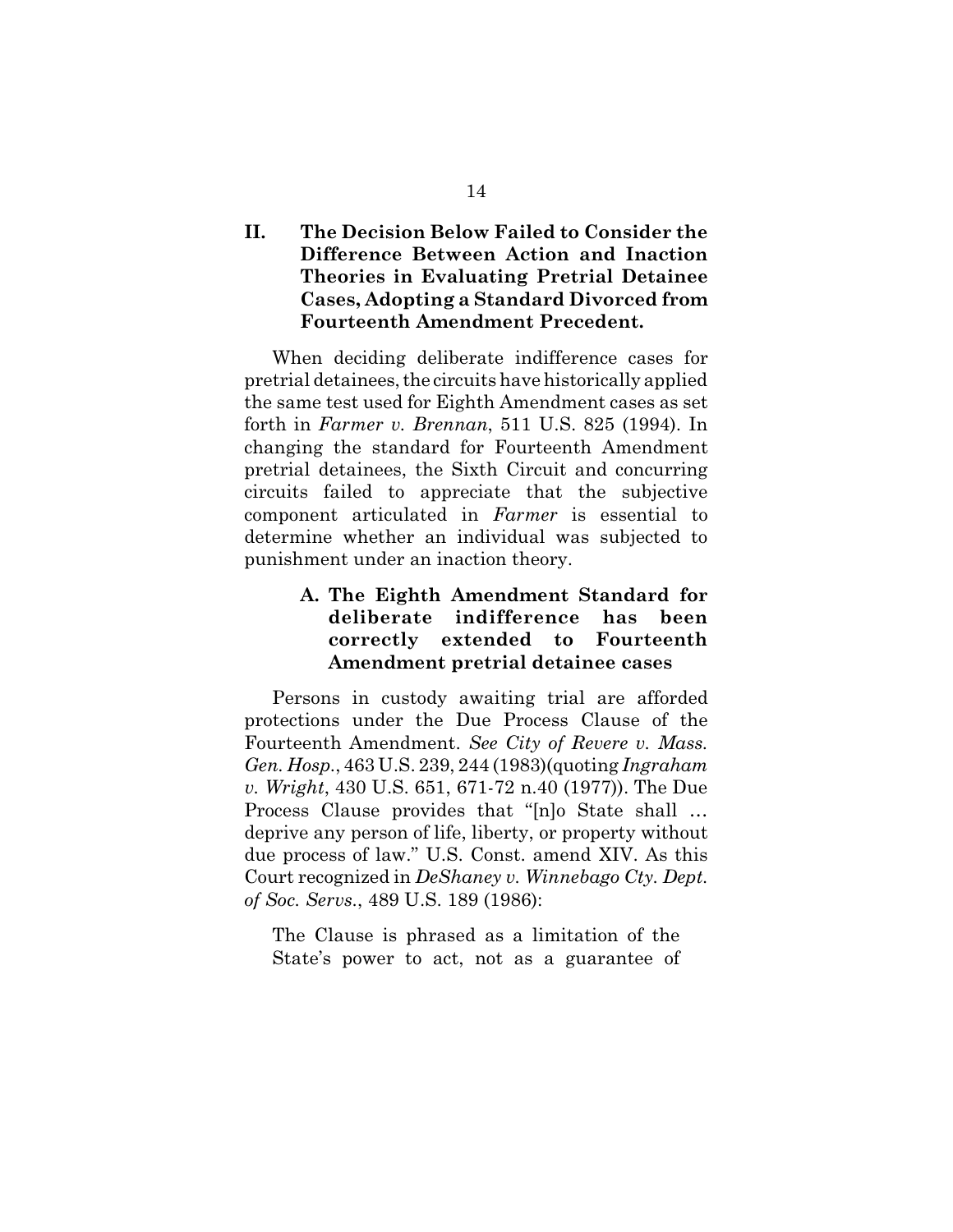## II. The Decision Below Failed to Consider the Difference Between Action and Inaction Theories in Evaluating Pretrial Detainee Cases, Adopting a Standard Divorced from Fourteenth Amendment Precedent.

When deciding deliberate indifference cases for pretrial detainees, the circuits have historically applied the same test used for Eighth Amendment cases as set forth in *Farmer v. Brennan*, 511 U.S. 825 (1994). In changing the standard for Fourteenth Amendment pretrial detainees, the Sixth Circuit and concurring circuits failed to appreciate that the subjective component articulated in *Farmer* is essential to determine whether an individual was subjected to punishment under an inaction theory.

### A. The Eighth Amendment Standard for deliberate indifference has been correctly extended to Fourteenth Amendment pretrial detainee cases

Persons in custody awaiting trial are afforded protections under the Due Process Clause of the Fourteenth Amendment. *See City of Revere v. Mass. Gen. Hosp.*, 463 U.S. 239, 244 (1983)(quoting *Ingraham v. Wright*, 430 U.S. 651, 671-72 n.40 (1977)). The Due Process Clause provides that "[n]o State shall … deprive any person of life, liberty, or property without due process of law." U.S. Const. amend XIV. As this Court recognized in *DeShaney v. Winnebago Cty. Dept. of Soc. Servs.*, 489 U.S. 189 (1986):

> The Clause is phrased as a limitation of the State's power to act, not as a guarantee of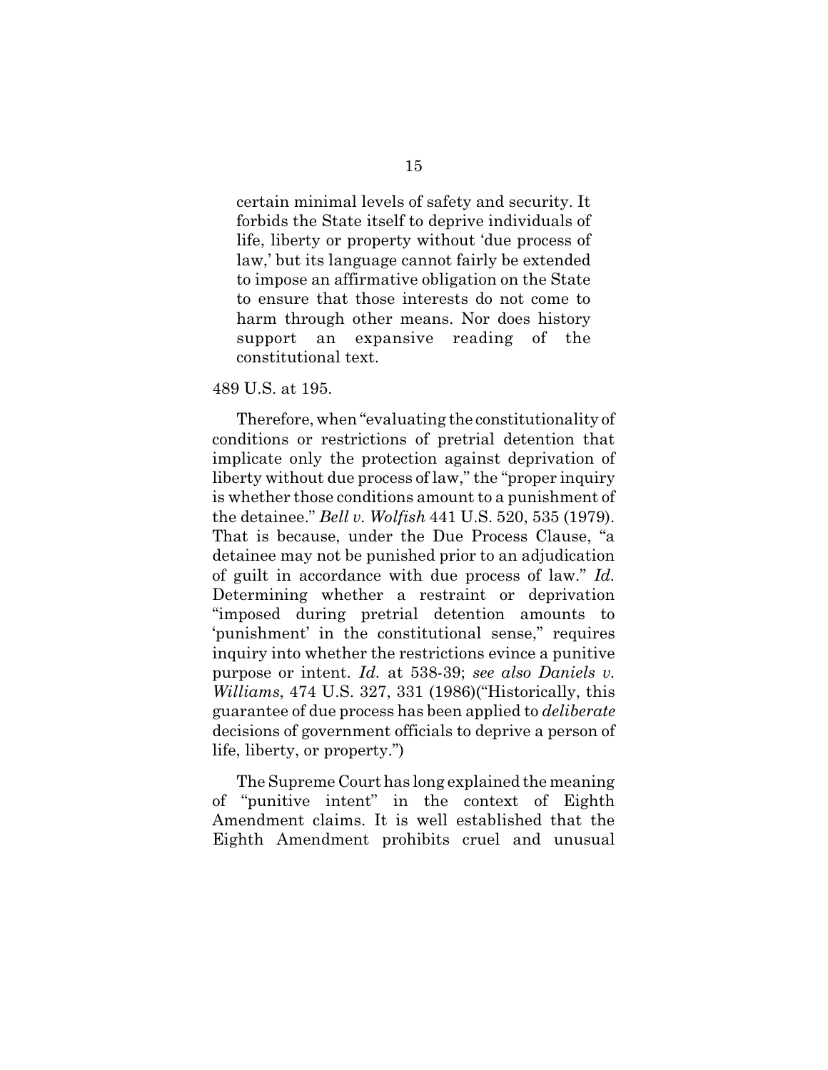> certain minimal levels of safety and security. It forbids the State itself to deprive individuals of life, liberty or property without 'due process of law,' but its language cannot fairly be extended to impose an affirmative obligation on the State to ensure that those interests do not come to harm through other means. Nor does history support an expansive reading of the constitutional text.

489 U.S. at 195.

Therefore, when "evaluating the constitutionality of conditions or restrictions of pretrial detention that implicate only the protection against deprivation of liberty without due process of law," the "proper inquiry is whether those conditions amount to a punishment of the detainee." *Bell v. Wolfish* 441 U.S. 520, 535 (1979). That is because, under the Due Process Clause, "a detainee may not be punished prior to an adjudication of guilt in accordance with due process of law." *Id.* Determining whether a restraint or deprivation "imposed during pretrial detention amounts to 'punishment' in the constitutional sense," requires inquiry into whether the restrictions evince a punitive purpose or intent. *Id.* at 538-39; *see also Daniels v. Williams*, 474 U.S. 327, 331 (1986)("Historically, this guarantee of due process has been applied to *deliberate* decisions of government officials to deprive a person of life, liberty, or property.")

The Supreme Court has long explained the meaning of "punitive intent" in the context of Eighth Amendment claims. It is well established that the Eighth Amendment prohibits cruel and unusual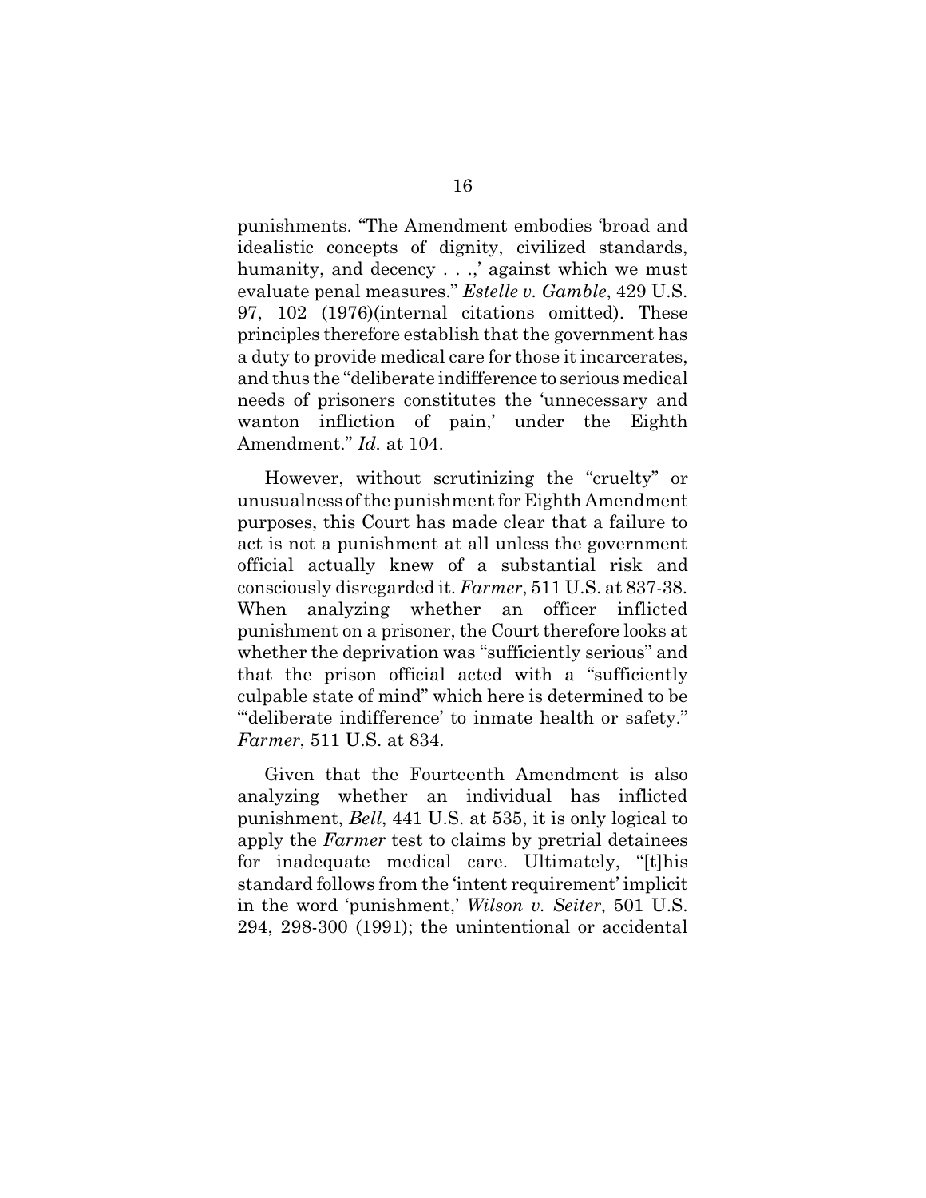punishments. "The Amendment embodies 'broad and idealistic concepts of dignity, civilized standards, humanity, and decency . . .,' against which we must evaluate penal measures." *Estelle v. Gamble*, 429 U.S. 97, 102 (1976)(internal citations omitted). These principles therefore establish that the government has a duty to provide medical care for those it incarcerates, and thus the "deliberate indifference to serious medical needs of prisoners constitutes the 'unnecessary and wanton infliction of pain,' under the Eighth Amendment." *Id.* at 104.

However, without scrutinizing the "cruelty" or unusualness of the punishment for Eighth Amendment purposes, this Court has made clear that a failure to act is not a punishment at all unless the government official actually knew of a substantial risk and consciously disregarded it. *Farmer*, 511 U.S. at 837-38. When analyzing whether an officer inflicted punishment on a prisoner, the Court therefore looks at whether the deprivation was "sufficiently serious" and that the prison official acted with a "sufficiently culpable state of mind" which here is determined to be "'deliberate indifference' to inmate health or safety." *Farmer*, 511 U.S. at 834.

Given that the Fourteenth Amendment is also analyzing whether an individual has inflicted punishment, *Bell*, 441 U.S. at 535, it is only logical to apply the *Farmer* test to claims by pretrial detainees for inadequate medical care. Ultimately, "[t]his standard follows from the 'intent requirement' implicit in the word 'punishment,' *Wilson v. Seiter*, 501 U.S. 294, 298-300 (1991); the unintentional or accidental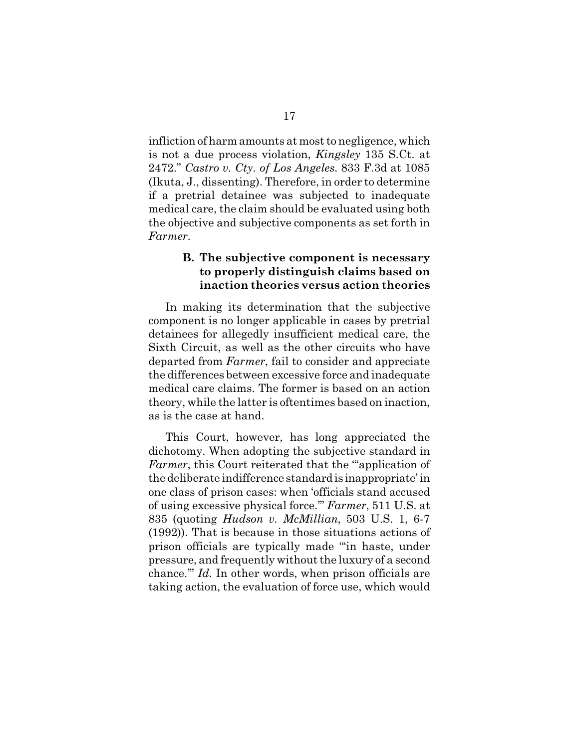infliction of harm amounts at most to negligence, which is not a due process violation, *Kingsley* 135 S.Ct. at 2472." *Castro v. Cty. of Los Angeles*. 833 F.3d at 1085 (Ikuta, J., dissenting). Therefore, in order to determine if a pretrial detainee was subjected to inadequate medical care, the claim should be evaluated using both the objective and subjective components as set forth in *Farmer*.

**B. The subjective component is necessary to properly distinguish claims based on inaction theories versus action theories**

In making its determination that the subjective component is no longer applicable in cases by pretrial detainees for allegedly insufficient medical care, the Sixth Circuit, as well as the other circuits who have departed from *Farmer*, fail to consider and appreciate the differences between excessive force and inadequate medical care claims. The former is based on an action theory, while the latter is oftentimes based on inaction, as is the case at hand.

This Court, however, has long appreciated the dichotomy. When adopting the subjective standard in *Farmer*, this Court reiterated that the "'application of the deliberate indifference standard is inappropriate' in one class of prison cases: when 'officials stand accused of using excessive physical force.'" *Farmer*, 511 U.S. at 835 (quoting *Hudson v. McMillian*, 503 U.S. 1, 6-7 (1992)). That is because in those situations actions of prison officials are typically made "'in haste, under pressure, and frequently without the luxury of a second chance.'" *Id.* In other words, when prison officials are taking action, the evaluation of force use, which would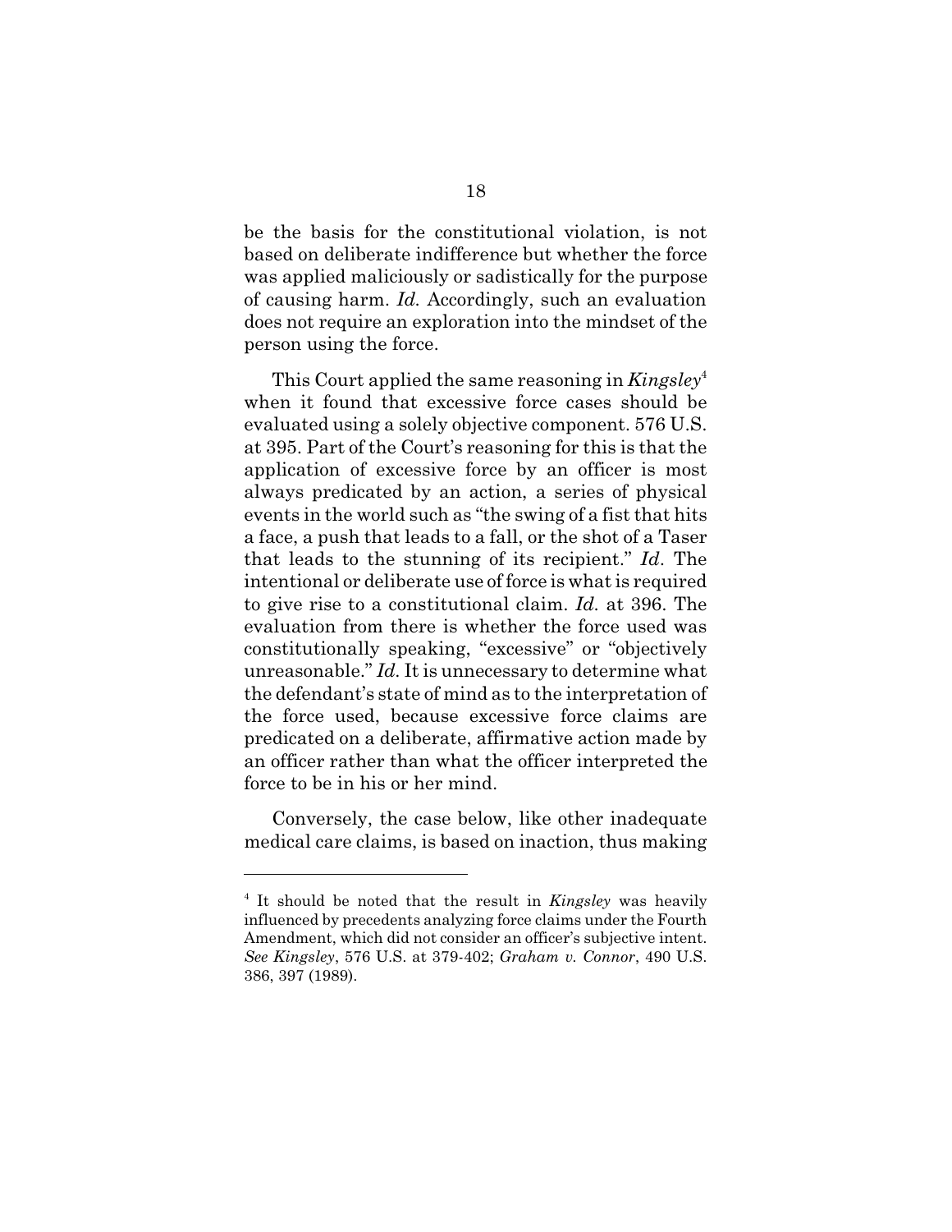be the basis for the constitutional violation, is not based on deliberate indifference but whether the force was applied maliciously or sadistically for the purpose of causing harm. *Id.* Accordingly, such an evaluation does not require an exploration into the mindset of the person using the force.

This Court applied the same reasoning in *Kingsley*[4] when it found that excessive force cases should be evaluated using a solely objective component. 576 U.S. at 395. Part of the Court's reasoning for this is that the application of excessive force by an officer is most always predicated by an action, a series of physical events in the world such as "the swing of a fist that hits a face, a push that leads to a fall, or the shot of a Taser that leads to the stunning of its recipient." *Id*. The intentional or deliberate use of force is what is required to give rise to a constitutional claim. *Id*. at 396. The evaluation from there is whether the force used was constitutionally speaking, "excessive" or "objectively unreasonable." *Id.* It is unnecessary to determine what the defendant's state of mind as to the interpretation of the force used, because excessive force claims are predicated on a deliberate, affirmative action made by an officer rather than what the officer interpreted the force to be in his or her mind.

Conversely, the case below, like other inadequate medical care claims, is based on inaction, thus making

---

[4] It should be noted that the result in *Kingsley* was heavily influenced by precedents analyzing force claims under the Fourth Amendment, which did not consider an officer's subjective intent. *See Kingsley*, 576 U.S. at 379-402; *Graham v. Connor*, 490 U.S. 386, 397 (1989).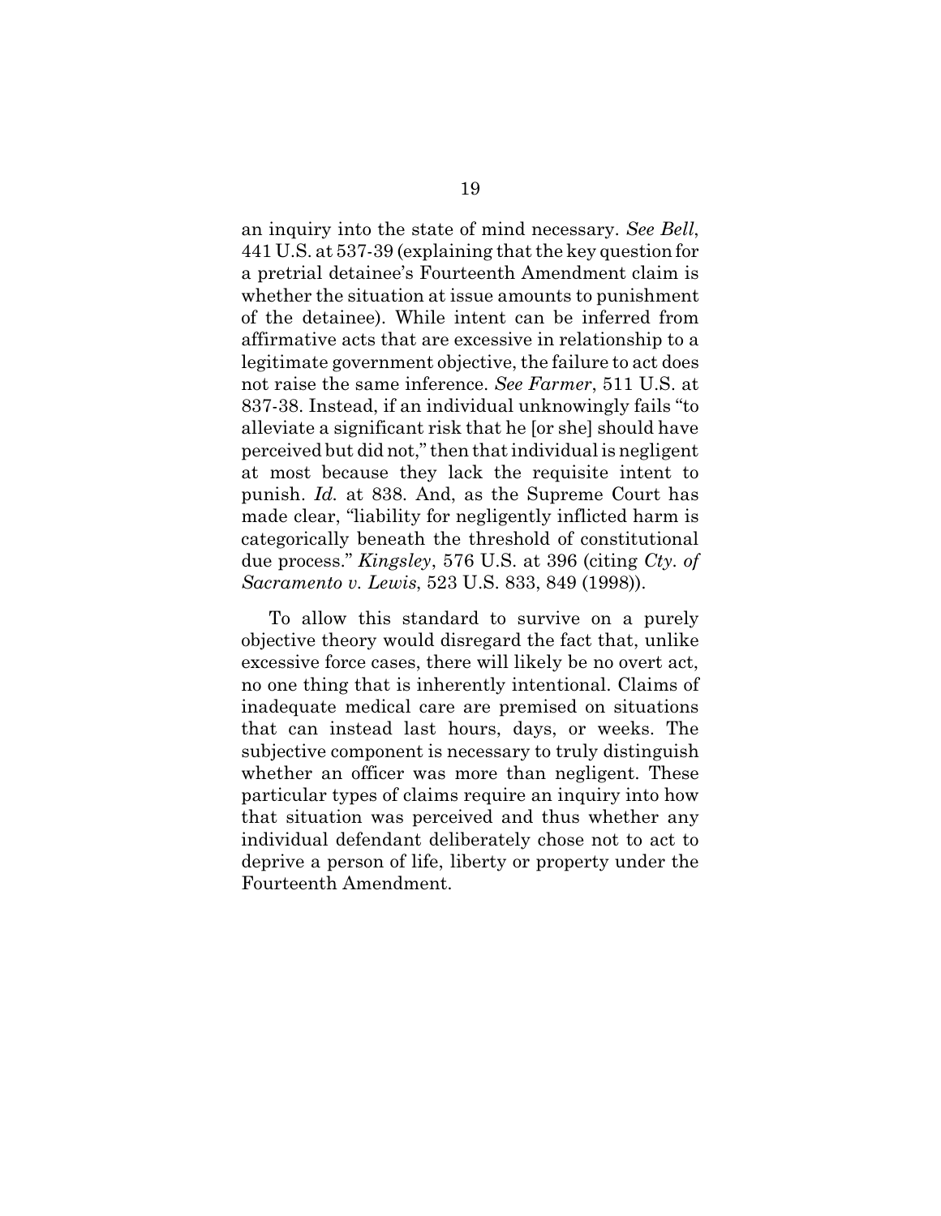an inquiry into the state of mind necessary. *See Bell*, 441 U.S. at 537-39 (explaining that the key question for a pretrial detainee's Fourteenth Amendment claim is whether the situation at issue amounts to punishment of the detainee). While intent can be inferred from affirmative acts that are excessive in relationship to a legitimate government objective, the failure to act does not raise the same inference. *See Farmer*, 511 U.S. at 837-38. Instead, if an individual unknowingly fails "to alleviate a significant risk that he [or she] should have perceived but did not," then that individual is negligent at most because they lack the requisite intent to punish. *Id.* at 838. And, as the Supreme Court has made clear, "liability for negligently inflicted harm is categorically beneath the threshold of constitutional due process." *Kingsley*, 576 U.S. at 396 (citing *Cty. of Sacramento v. Lewis*, 523 U.S. 833, 849 (1998)).

To allow this standard to survive on a purely objective theory would disregard the fact that, unlike excessive force cases, there will likely be no overt act, no one thing that is inherently intentional. Claims of inadequate medical care are premised on situations that can instead last hours, days, or weeks. The subjective component is necessary to truly distinguish whether an officer was more than negligent. These particular types of claims require an inquiry into how that situation was perceived and thus whether any individual defendant deliberately chose not to act to deprive a person of life, liberty or property under the Fourteenth Amendment.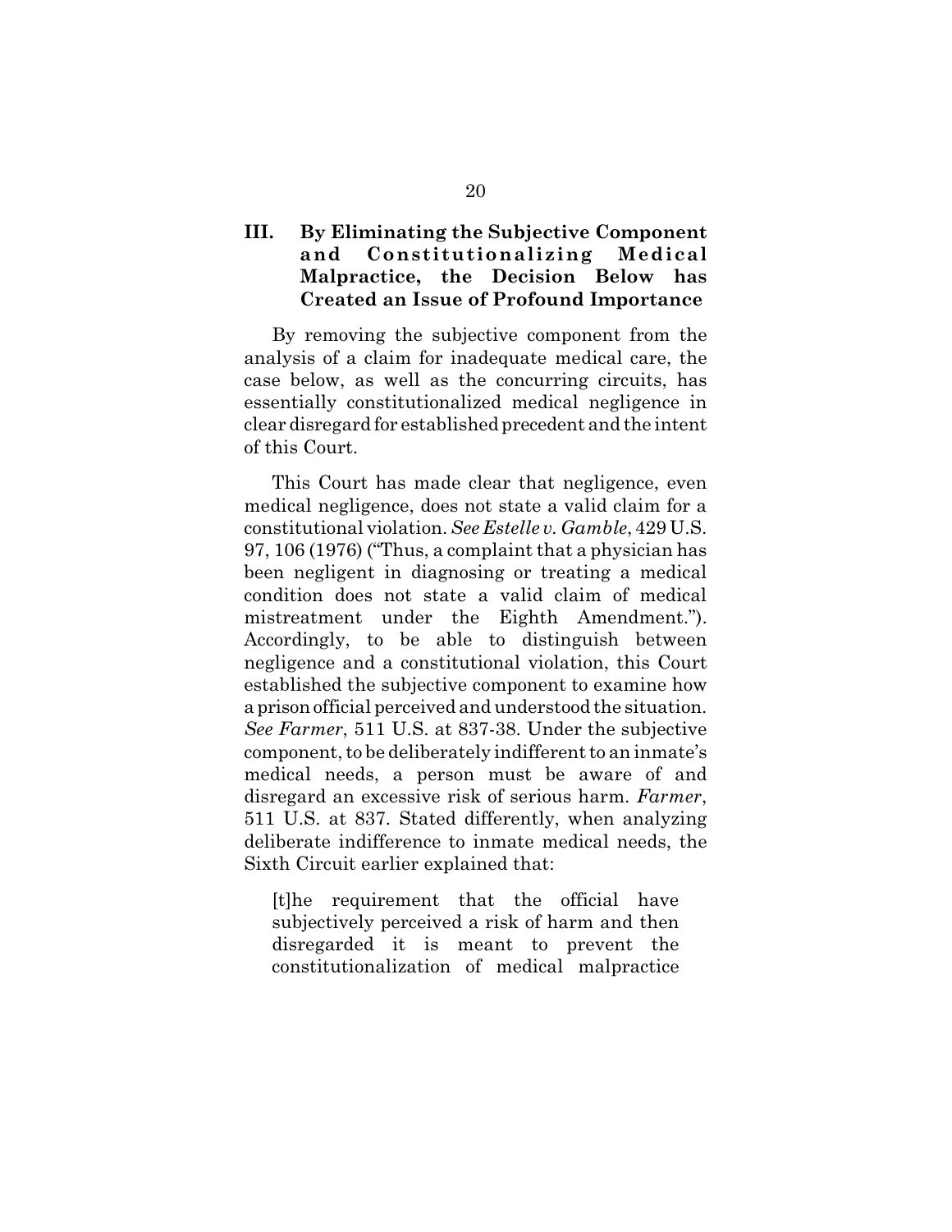## III. By Eliminating the Subjective Component and Constitutionalizing Medical Malpractice, the Decision Below has Created an Issue of Profound Importance

By removing the subjective component from the analysis of a claim for inadequate medical care, the case below, as well as the concurring circuits, has essentially constitutionalized medical negligence in clear disregard for established precedent and the intent of this Court.

This Court has made clear that negligence, even medical negligence, does not state a valid claim for a constitutional violation. *See Estelle v. Gamble*, 429 U.S. 97, 106 (1976) ("Thus, a complaint that a physician has been negligent in diagnosing or treating a medical condition does not state a valid claim of medical mistreatment under the Eighth Amendment."). Accordingly, to be able to distinguish between negligence and a constitutional violation, this Court established the subjective component to examine how a prison official perceived and understood the situation. *See Farmer*, 511 U.S. at 837-38. Under the subjective component, to be deliberately indifferent to an inmate's medical needs, a person must be aware of and disregard an excessive risk of serious harm. *Farmer*, 511 U.S. at 837. Stated differently, when analyzing deliberate indifference to inmate medical needs, the Sixth Circuit earlier explained that:

> [t]he requirement that the official have subjectively perceived a risk of harm and then disregarded it is meant to prevent the constitutionalization of medical malpractice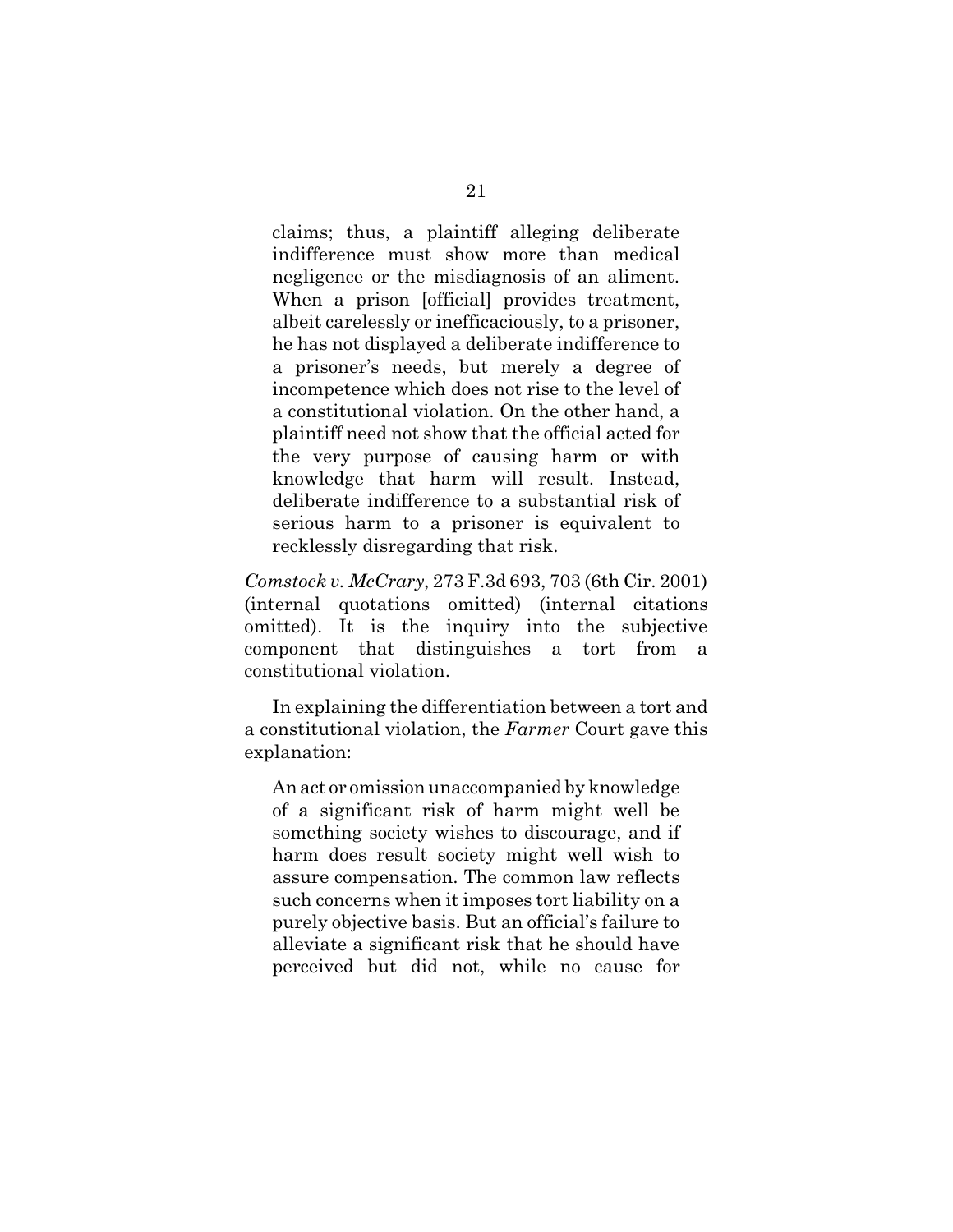claims; thus, a plaintiff alleging deliberate indifference must show more than medical negligence or the misdiagnosis of an aliment. When a prison [official] provides treatment, albeit carelessly or inefficaciously, to a prisoner, he has not displayed a deliberate indifference to a prisoner's needs, but merely a degree of incompetence which does not rise to the level of a constitutional violation. On the other hand, a plaintiff need not show that the official acted for the very purpose of causing harm or with knowledge that harm will result. Instead, deliberate indifference to a substantial risk of serious harm to a prisoner is equivalent to recklessly disregarding that risk.

*Comstock v. McCrary*, 273 F.3d 693, 703 (6th Cir. 2001) (internal quotations omitted) (internal citations omitted). It is the inquiry into the subjective component that distinguishes a tort from a constitutional violation.

In explaining the differentiation between a tort and a constitutional violation, the *Farmer* Court gave this explanation:

> An act or omission unaccompanied by knowledge of a significant risk of harm might well be something society wishes to discourage, and if harm does result society might well wish to assure compensation. The common law reflects such concerns when it imposes tort liability on a purely objective basis. But an official's failure to alleviate a significant risk that he should have perceived but did not, while no cause for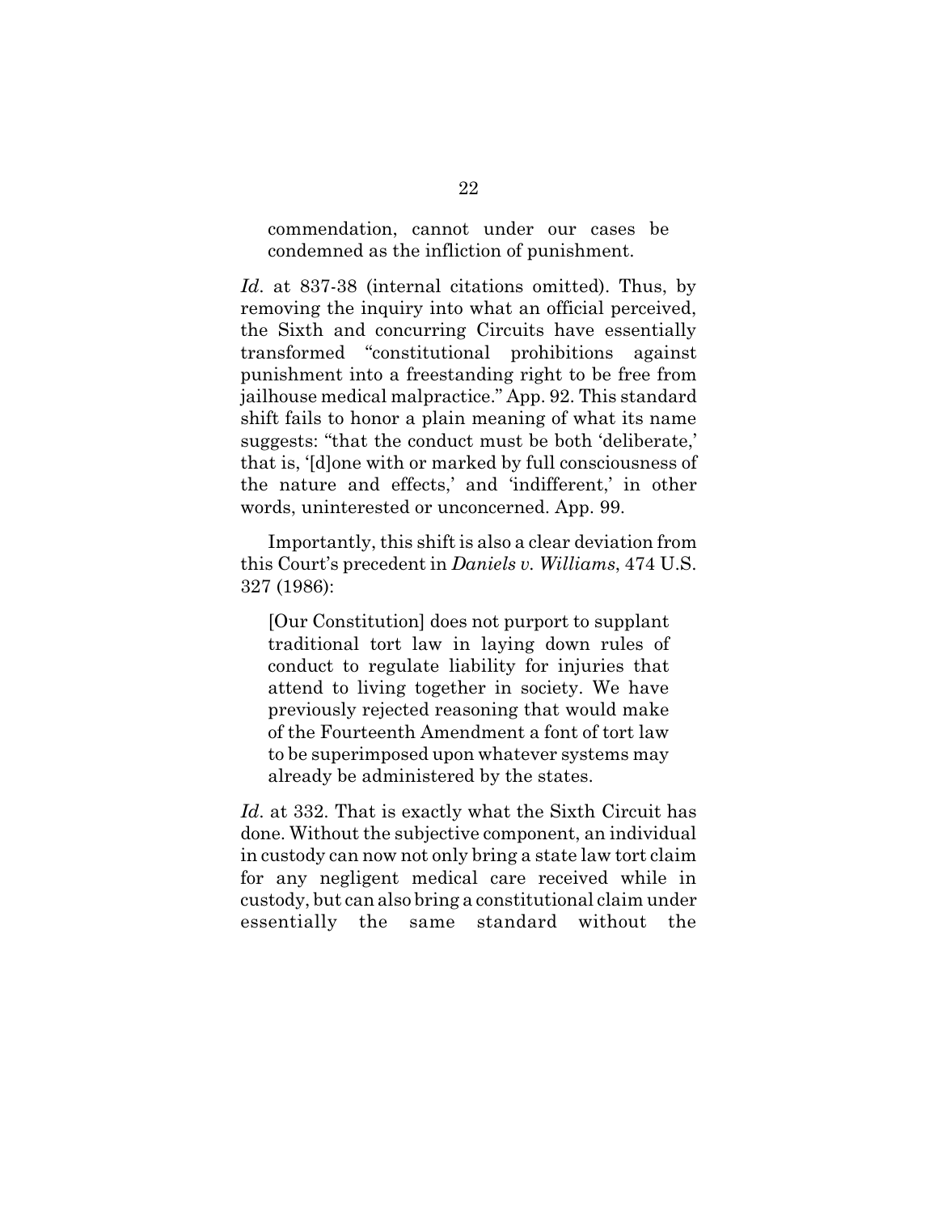> commendation, cannot under our cases be condemned as the infliction of punishment.

*Id.* at 837-38 (internal citations omitted). Thus, by removing the inquiry into what an official perceived, the Sixth and concurring Circuits have essentially transformed "constitutional prohibitions against punishment into a freestanding right to be free from jailhouse medical malpractice." App. 92. This standard shift fails to honor a plain meaning of what its name suggests: "that the conduct must be both 'deliberate,' that is, '[d]one with or marked by full consciousness of the nature and effects,' and 'indifferent,' in other words, uninterested or unconcerned. App. 99.

Importantly, this shift is also a clear deviation from this Court's precedent in *Daniels v. Williams*, 474 U.S. 327 (1986):

> [Our Constitution] does not purport to supplant traditional tort law in laying down rules of conduct to regulate liability for injuries that attend to living together in society. We have previously rejected reasoning that would make of the Fourteenth Amendment a font of tort law to be superimposed upon whatever systems may already be administered by the states.

*Id.* at 332. That is exactly what the Sixth Circuit has done. Without the subjective component, an individual in custody can now not only bring a state law tort claim for any negligent medical care received while in custody, but can also bring a constitutional claim under essentially the same standard without the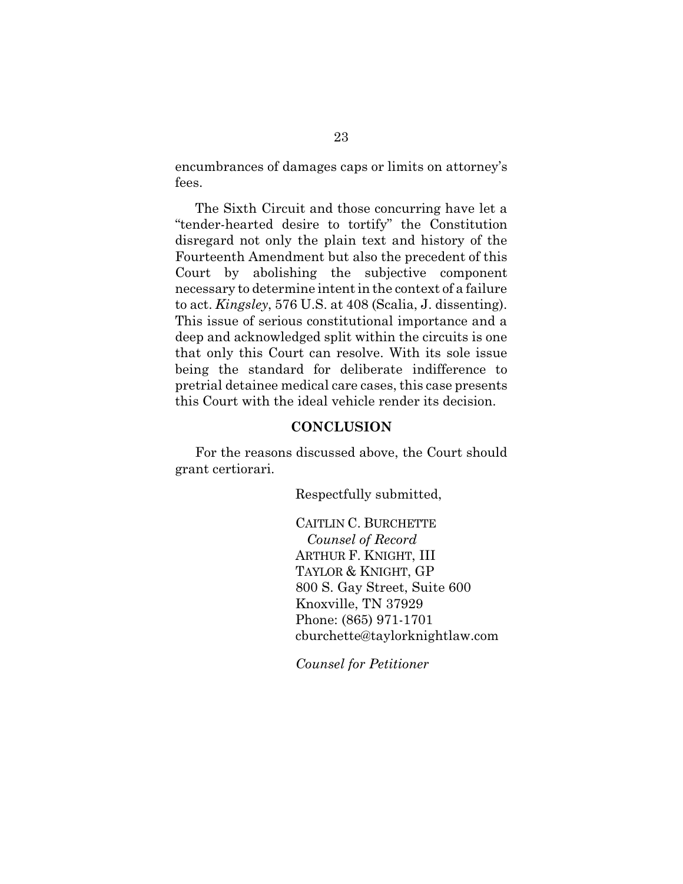encumbrances of damages caps or limits on attorney's fees.

The Sixth Circuit and those concurring have let a "tender-hearted desire to tortify" the Constitution disregard not only the plain text and history of the Fourteenth Amendment but also the precedent of this Court by abolishing the subjective component necessary to determine intent in the context of a failure to act. *Kingsley*, 576 U.S. at 408 (Scalia, J. dissenting). This issue of serious constitutional importance and a deep and acknowledged split within the circuits is one that only this Court can resolve. With its sole issue being the standard for deliberate indifference to pretrial detainee medical care cases, this case presents this Court with the ideal vehicle render its decision.

## CONCLUSION

For the reasons discussed above, the Court should grant certiorari.

Respectfully submitted,

CAITLIN C. BURCHETTE
*Counsel of Record*
ARTHUR F. KNIGHT, III
TAYLOR & KNIGHT, GP
800 S. Gay Street, Suite 600
Knoxville, TN 37929
Phone: (865) 971-1701
cburchette@taylorknightlaw.com

*Counsel for Petitioner*